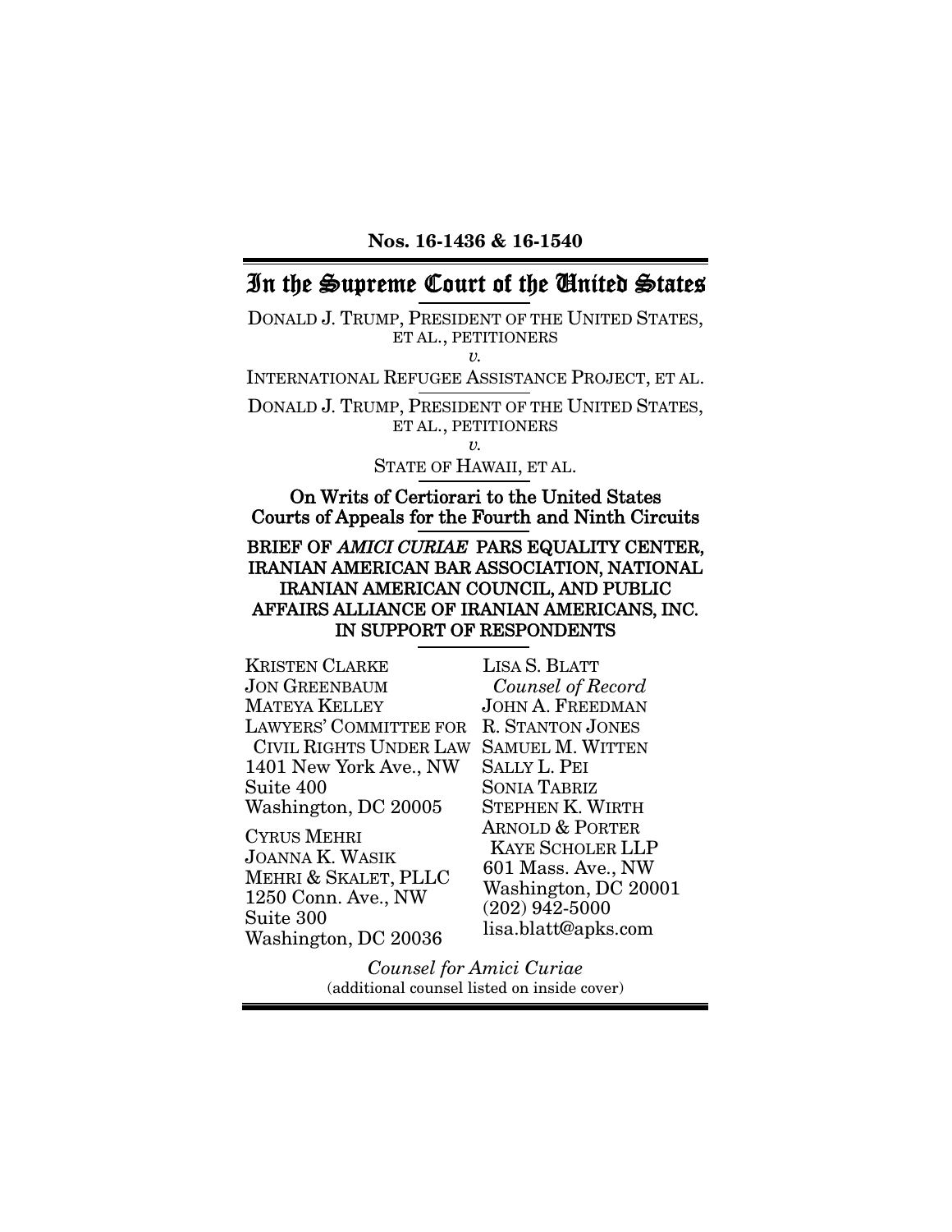**Nos. 16-1436 & 16-1540**

# In the Supreme Court of the United States

DONALD J. TRUMP, PRESIDENT OF THE UNITED STATES, ET AL., PETITIONERS

*v.*

INTERNATIONAL REFUGEE ASSISTANCE PROJECT, ET AL.

DONALD J. TRUMP, PRESIDENT OF THE UNITED STATES, ET AL., PETITIONERS

*v.*

STATE OF HAWAII, ET AL.

On Writs of Certiorari to the United States Courts of Appeals for the Fourth and Ninth Circuits

**BRIEF OF *AMICI CURIAE* PARS EQUALITY CENTER, IRANIAN AMERICAN BAR ASSOCIATION, NATIONAL IRANIAN AMERICAN COUNCIL, AND PUBLIC AFFAIRS ALLIANCE OF IRANIAN AMERICANS, INC. IN SUPPORT OF RESPONDENTS**

KRISTEN CLARKE
JON GREENBAUM
MATEYA KELLEY
LAWYERS' COMMITTEE FOR CIVIL RIGHTS UNDER LAW
1401 New York Ave., NW
Suite 400
Washington, DC 20005

CYRUS MEHRI
JOANNA K. WASIK
MEHRI & SKALET, PLLC
1250 Conn. Ave., NW
Suite 300
Washington, DC 20036

LISA S. BLATT
*Counsel of Record*
JOHN A. FREEDMAN
R. STANTON JONES
SAMUEL M. WITTEN
SALLY L. PEI
SONIA TABRIZ
STEPHEN K. WIRTH
ARNOLD & PORTER KAYE SCHOLER LLP
601 Mass. Ave., NW
Washington, DC 20001
(202) 942-5000
lisa.blatt@apks.com

*Counsel for Amici Curiae*
(additional counsel listed on inside cover)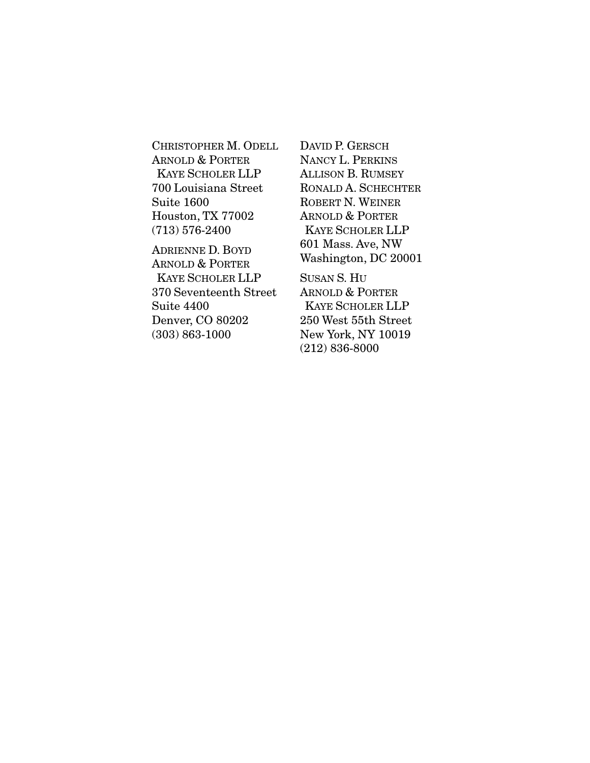CHRISTOPHER M. ODELL
ARNOLD & PORTER
KAYE SCHOLER LLP
700 Louisiana Street
Suite 1600
Houston, TX 77002
(713) 576-2400

ADRIENNE D. BOYD
ARNOLD & PORTER
KAYE SCHOLER LLP
370 Seventeenth Street
Suite 4400
Denver, CO 80202
(303) 863-1000

DAVID P. GERSCH
NANCY L. PERKINS
ALLISON B. RUMSEY
RONALD A. SCHECHTER
ROBERT N. WEINER
ARNOLD & PORTER
KAYE SCHOLER LLP
601 Mass. Ave, NW
Washington, DC 20001

SUSAN S. HU
ARNOLD & PORTER
KAYE SCHOLER LLP
250 West 55th Street
New York, NY 10019
(212) 836-8000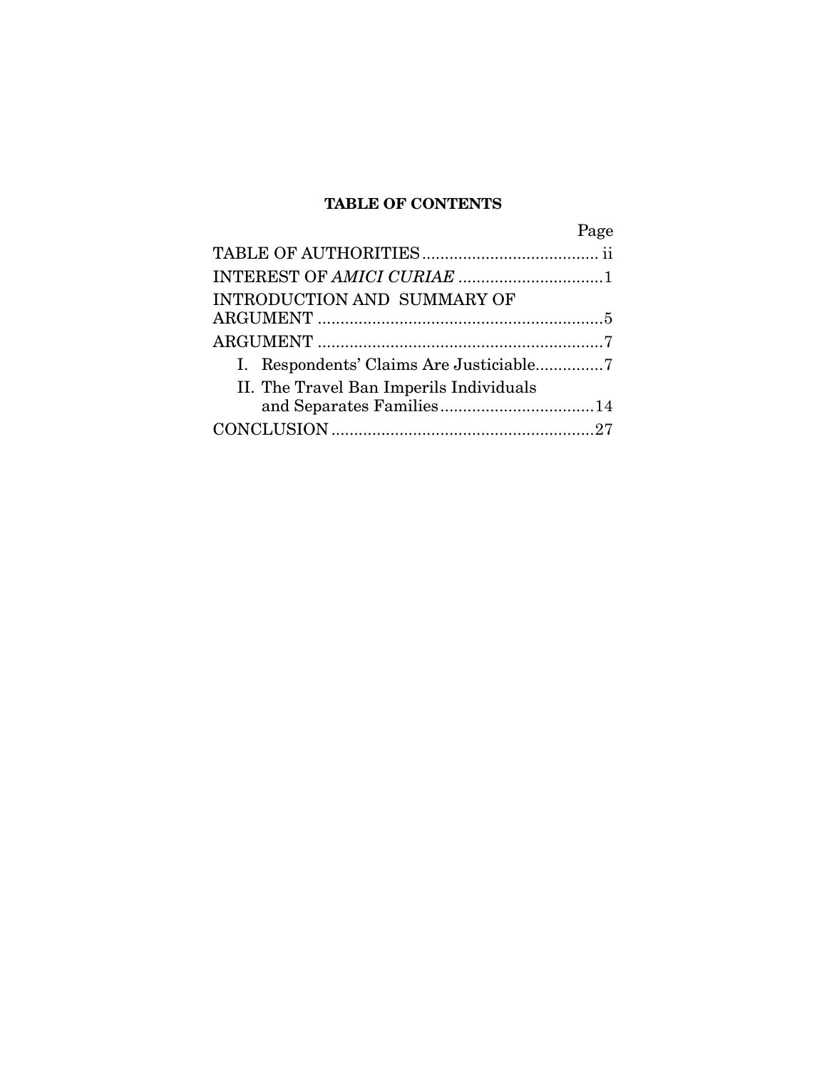## TABLE OF CONTENTS

| | Page |
|---|---|
| TABLE OF AUTHORITIES | ii |
| INTEREST OF *AMICI CURIAE* | 1 |
| INTRODUCTION AND SUMMARY OF ARGUMENT | 5 |
| ARGUMENT | 7 |
| I. Respondents' Claims Are Justiciable | 7 |
| II. The Travel Ban Imperils Individuals and Separates Families | 14 |
| CONCLUSION | 27 |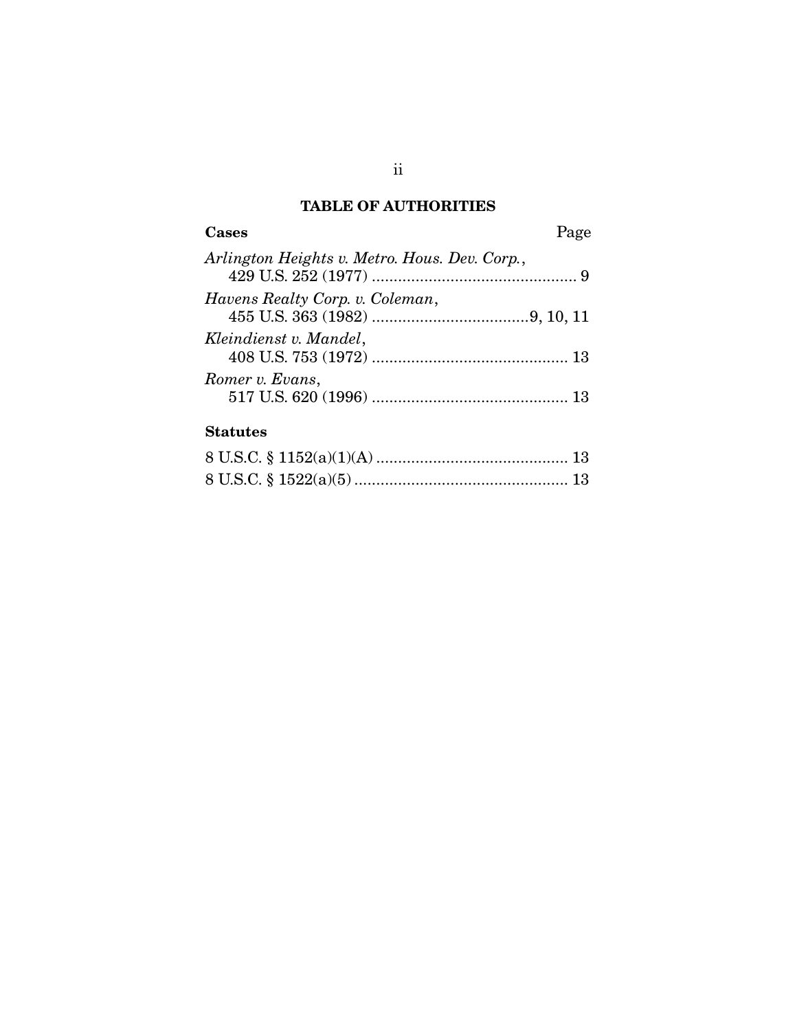## TABLE OF AUTHORITIES

**Cases** Page

*Arlington Heights v. Metro. Hous. Dev. Corp.*,
429 U.S. 252 (1977) ............................................... 9

*Havens Realty Corp. v. Coleman*,
455 U.S. 363 (1982) ....................................9, 10, 11

*Kleindienst v. Mandel*,
408 U.S. 753 (1972) ............................................. 13

*Romer v. Evans*,
517 U.S. 620 (1996) ............................................. 13

**Statutes**

8 U.S.C. § 1152(a)(1)(A) ............................................ 13

8 U.S.C. § 1522(a)(5) ................................................. 13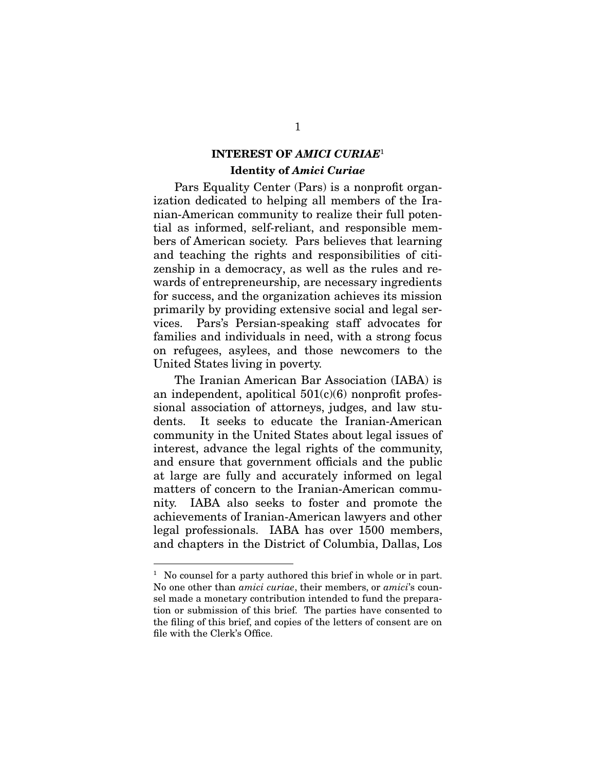## INTEREST OF *AMICI CURIAE*[1]

### Identity of *Amici Curiae*

Pars Equality Center (Pars) is a nonprofit organization dedicated to helping all members of the Iranian-American community to realize their full potential as informed, self-reliant, and responsible members of American society. Pars believes that learning and teaching the rights and responsibilities of citizenship in a democracy, as well as the rules and rewards of entrepreneurship, are necessary ingredients for success, and the organization achieves its mission primarily by providing extensive social and legal services. Pars's Persian-speaking staff advocates for families and individuals in need, with a strong focus on refugees, asylees, and those newcomers to the United States living in poverty.

The Iranian American Bar Association (IABA) is an independent, apolitical 501(c)(6) nonprofit professional association of attorneys, judges, and law students. It seeks to educate the Iranian-American community in the United States about legal issues of interest, advance the legal rights of the community, and ensure that government officials and the public at large are fully and accurately informed on legal matters of concern to the Iranian-American community. IABA also seeks to foster and promote the achievements of Iranian-American lawyers and other legal professionals. IABA has over 1500 members, and chapters in the District of Columbia, Dallas, Los

---

[1] No counsel for a party authored this brief in whole or in part. No one other than *amici curiae*, their members, or *amici*'s counsel made a monetary contribution intended to fund the preparation or submission of this brief. The parties have consented to the filing of this brief, and copies of the letters of consent are on file with the Clerk's Office.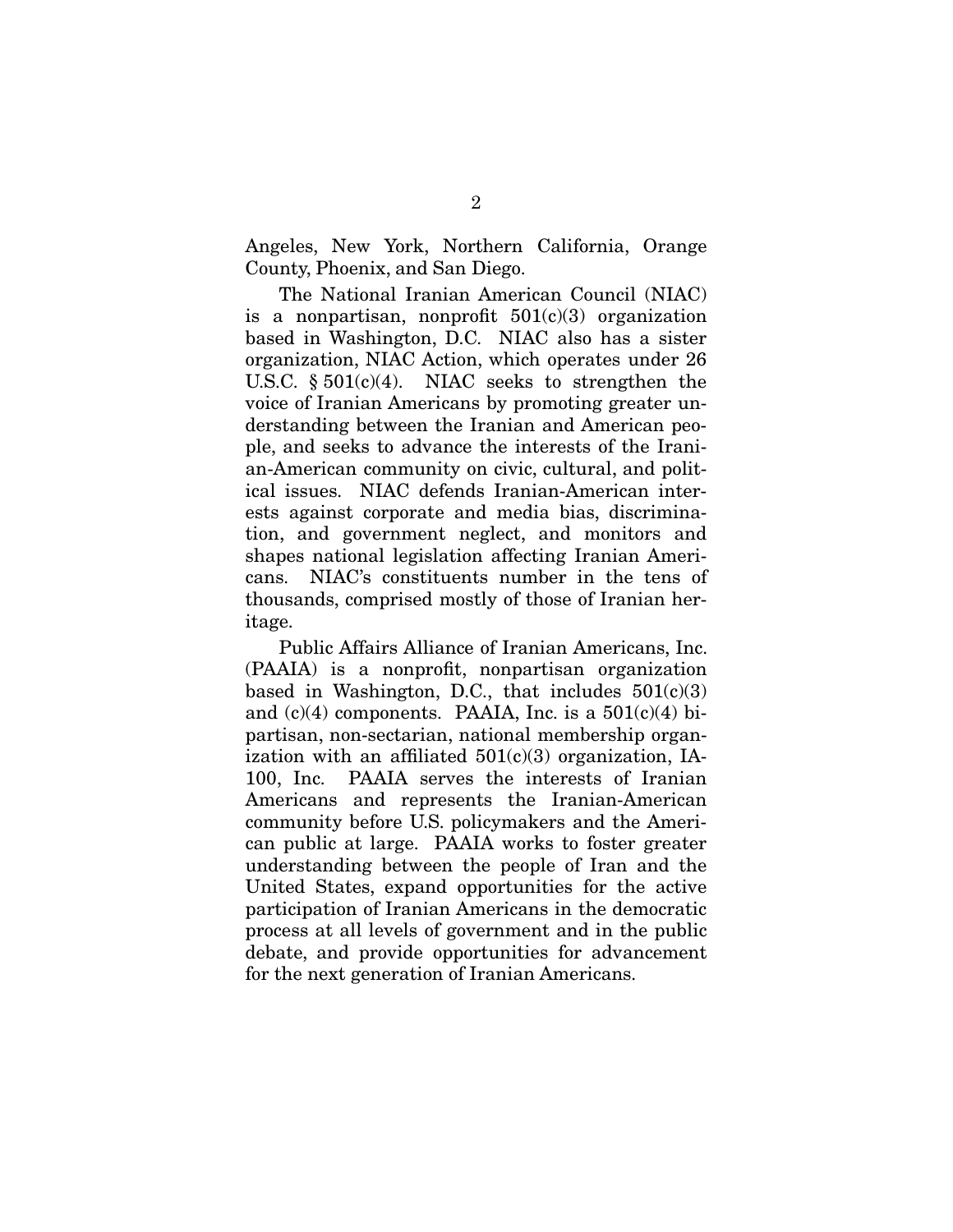Angeles, New York, Northern California, Orange County, Phoenix, and San Diego.

The National Iranian American Council (NIAC) is a nonpartisan, nonprofit 501(c)(3) organization based in Washington, D.C. NIAC also has a sister organization, NIAC Action, which operates under 26 U.S.C. § 501(c)(4). NIAC seeks to strengthen the voice of Iranian Americans by promoting greater understanding between the Iranian and American people, and seeks to advance the interests of the Iranian-American community on civic, cultural, and political issues. NIAC defends Iranian-American interests against corporate and media bias, discrimination, and government neglect, and monitors and shapes national legislation affecting Iranian Americans. NIAC's constituents number in the tens of thousands, comprised mostly of those of Iranian heritage.

Public Affairs Alliance of Iranian Americans, Inc. (PAAIA) is a nonprofit, nonpartisan organization based in Washington, D.C., that includes 501(c)(3) and (c)(4) components. PAAIA, Inc. is a 501(c)(4) bipartisan, non-sectarian, national membership organization with an affiliated 501(c)(3) organization, IA-100, Inc. PAAIA serves the interests of Iranian Americans and represents the Iranian-American community before U.S. policymakers and the American public at large. PAAIA works to foster greater understanding between the people of Iran and the United States, expand opportunities for the active participation of Iranian Americans in the democratic process at all levels of government and in the public debate, and provide opportunities for advancement for the next generation of Iranian Americans.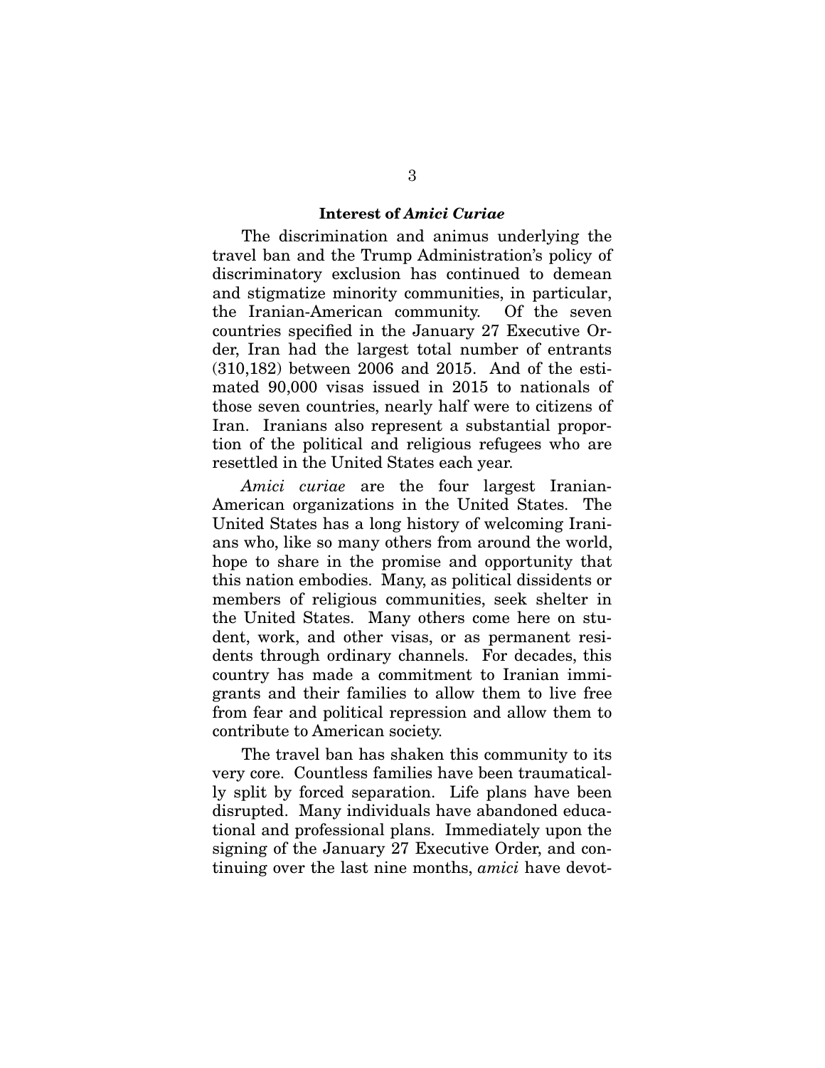## Interest of *Amici Curiae*

The discrimination and animus underlying the travel ban and the Trump Administration's policy of discriminatory exclusion has continued to demean and stigmatize minority communities, in particular, the Iranian-American community. Of the seven countries specified in the January 27 Executive Order, Iran had the largest total number of entrants (310,182) between 2006 and 2015. And of the estimated 90,000 visas issued in 2015 to nationals of those seven countries, nearly half were to citizens of Iran. Iranians also represent a substantial proportion of the political and religious refugees who are resettled in the United States each year.

*Amici curiae* are the four largest Iranian-American organizations in the United States. The United States has a long history of welcoming Iranians who, like so many others from around the world, hope to share in the promise and opportunity that this nation embodies. Many, as political dissidents or members of religious communities, seek shelter in the United States. Many others come here on student, work, and other visas, or as permanent residents through ordinary channels. For decades, this country has made a commitment to Iranian immigrants and their families to allow them to live free from fear and political repression and allow them to contribute to American society.

The travel ban has shaken this community to its very core. Countless families have been traumatically split by forced separation. Life plans have been disrupted. Many individuals have abandoned educational and professional plans. Immediately upon the signing of the January 27 Executive Order, and continuing over the last nine months, *amici* have devot-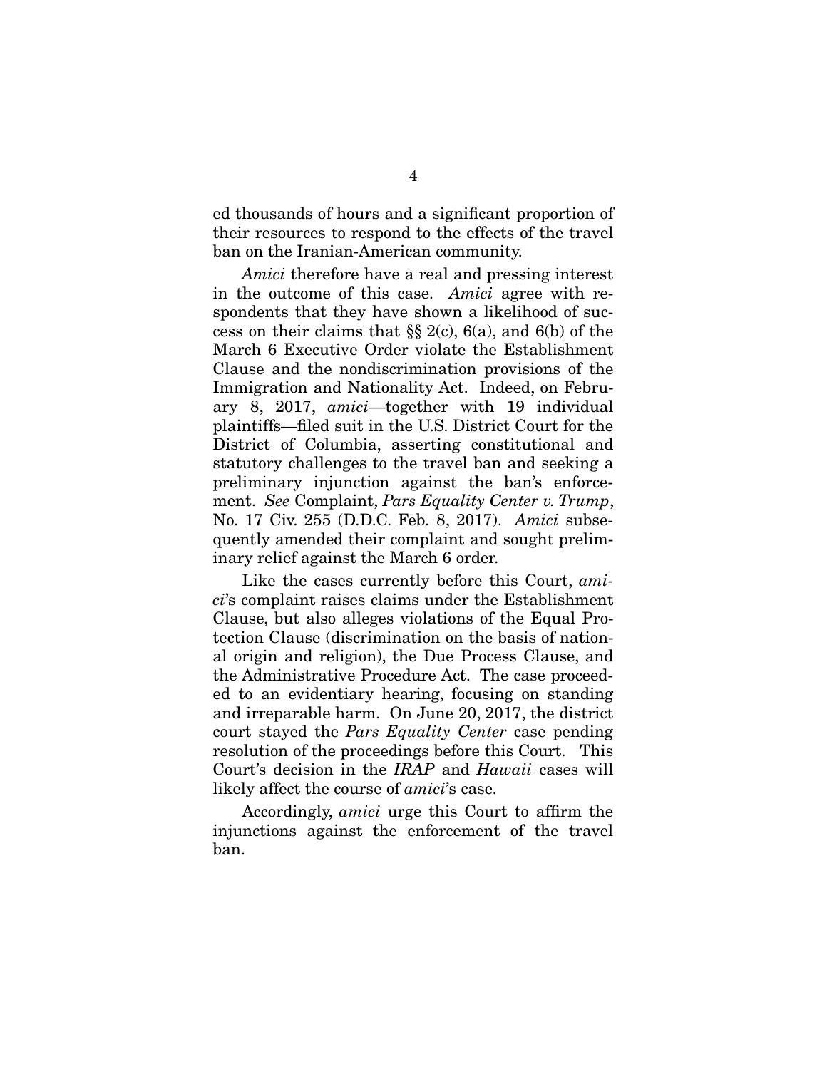ed thousands of hours and a significant proportion of their resources to respond to the effects of the travel ban on the Iranian-American community.

*Amici* therefore have a real and pressing interest in the outcome of this case. *Amici* agree with respondents that they have shown a likelihood of success on their claims that §§ 2(c), 6(a), and 6(b) of the March 6 Executive Order violate the Establishment Clause and the nondiscrimination provisions of the Immigration and Nationality Act. Indeed, on February 8, 2017, *amici*—together with 19 individual plaintiffs—filed suit in the U.S. District Court for the District of Columbia, asserting constitutional and statutory challenges to the travel ban and seeking a preliminary injunction against the ban's enforcement. *See* Complaint, *Pars Equality Center v. Trump*, No. 17 Civ. 255 (D.D.C. Feb. 8, 2017). *Amici* subsequently amended their complaint and sought preliminary relief against the March 6 order.

Like the cases currently before this Court, *amici*'s complaint raises claims under the Establishment Clause, but also alleges violations of the Equal Protection Clause (discrimination on the basis of national origin and religion), the Due Process Clause, and the Administrative Procedure Act. The case proceeded to an evidentiary hearing, focusing on standing and irreparable harm. On June 20, 2017, the district court stayed the *Pars Equality Center* case pending resolution of the proceedings before this Court. This Court's decision in the *IRAP* and *Hawaii* cases will likely affect the course of *amici*'s case.

Accordingly, *amici* urge this Court to affirm the injunctions against the enforcement of the travel ban.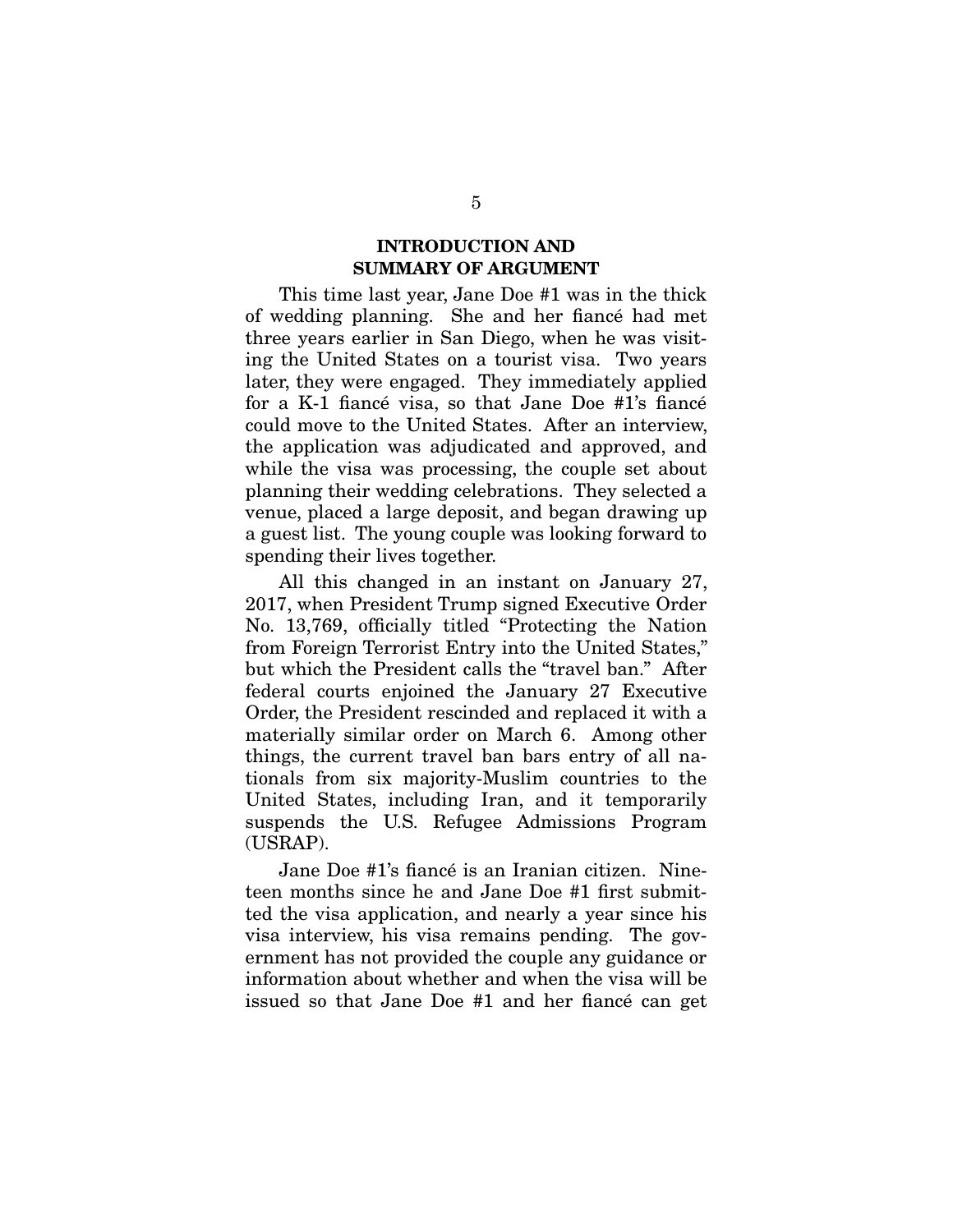## INTRODUCTION AND SUMMARY OF ARGUMENT

This time last year, Jane Doe #1 was in the thick of wedding planning. She and her fiancé had met three years earlier in San Diego, when he was visiting the United States on a tourist visa. Two years later, they were engaged. They immediately applied for a K-1 fiancé visa, so that Jane Doe #1's fiancé could move to the United States. After an interview, the application was adjudicated and approved, and while the visa was processing, the couple set about planning their wedding celebrations. They selected a venue, placed a large deposit, and began drawing up a guest list. The young couple was looking forward to spending their lives together.

All this changed in an instant on January 27, 2017, when President Trump signed Executive Order No. 13,769, officially titled "Protecting the Nation from Foreign Terrorist Entry into the United States," but which the President calls the "travel ban." After federal courts enjoined the January 27 Executive Order, the President rescinded and replaced it with a materially similar order on March 6. Among other things, the current travel ban bars entry of all nationals from six majority-Muslim countries to the United States, including Iran, and it temporarily suspends the U.S. Refugee Admissions Program (USRAP).

Jane Doe #1's fiancé is an Iranian citizen. Nineteen months since he and Jane Doe #1 first submitted the visa application, and nearly a year since his visa interview, his visa remains pending. The government has not provided the couple any guidance or information about whether and when the visa will be issued so that Jane Doe #1 and her fiancé can get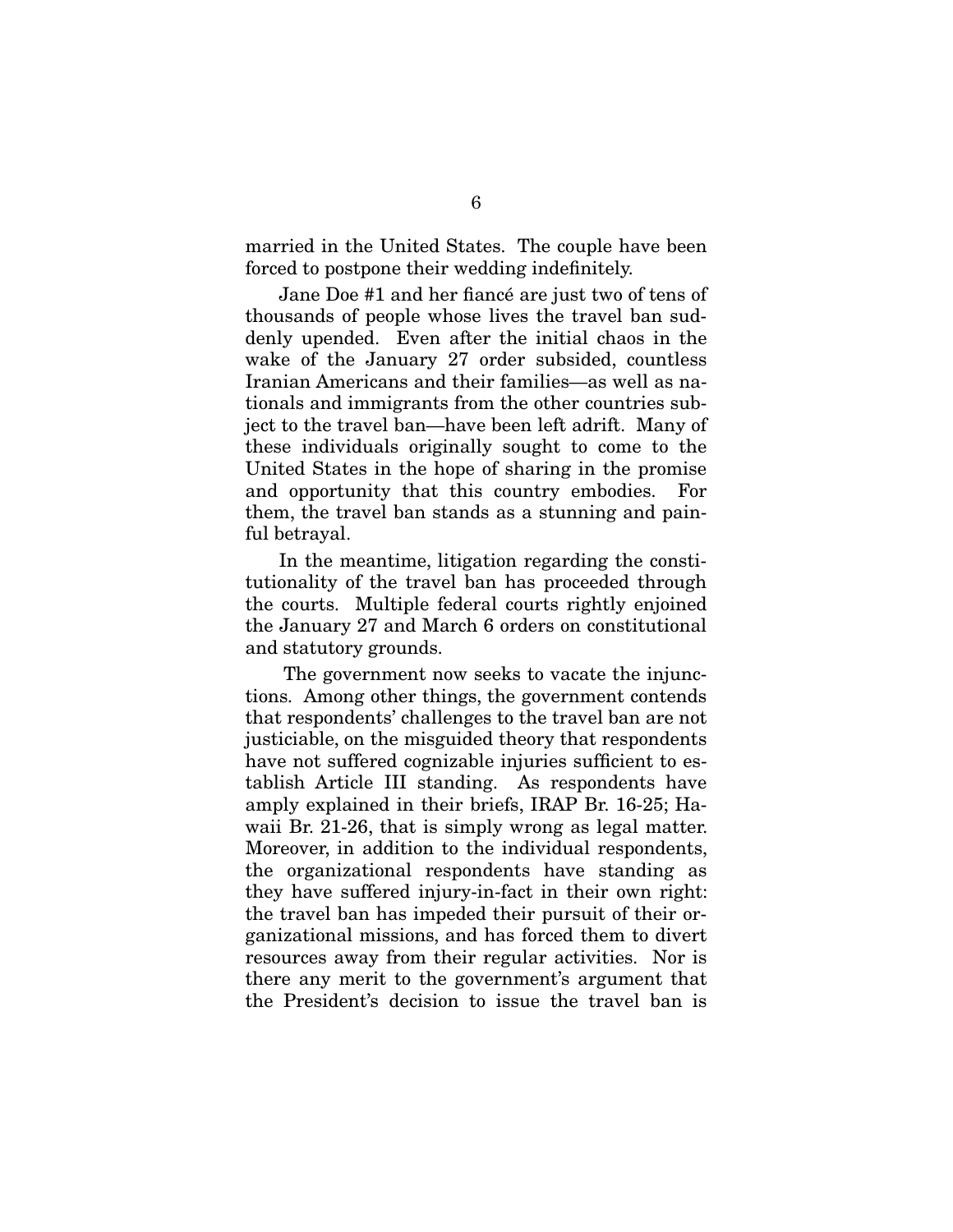married in the United States. The couple have been forced to postpone their wedding indefinitely.

Jane Doe #1 and her fiancé are just two of tens of thousands of people whose lives the travel ban suddenly upended. Even after the initial chaos in the wake of the January 27 order subsided, countless Iranian Americans and their families—as well as nationals and immigrants from the other countries subject to the travel ban—have been left adrift. Many of these individuals originally sought to come to the United States in the hope of sharing in the promise and opportunity that this country embodies. For them, the travel ban stands as a stunning and painful betrayal.

In the meantime, litigation regarding the constitutionality of the travel ban has proceeded through the courts. Multiple federal courts rightly enjoined the January 27 and March 6 orders on constitutional and statutory grounds.

The government now seeks to vacate the injunctions. Among other things, the government contends that respondents' challenges to the travel ban are not justiciable, on the misguided theory that respondents have not suffered cognizable injuries sufficient to establish Article III standing. As respondents have amply explained in their briefs, IRAP Br. 16-25; Hawaii Br. 21-26, that is simply wrong as legal matter. Moreover, in addition to the individual respondents, the organizational respondents have standing as they have suffered injury-in-fact in their own right: the travel ban has impeded their pursuit of their organizational missions, and has forced them to divert resources away from their regular activities. Nor is there any merit to the government's argument that the President's decision to issue the travel ban is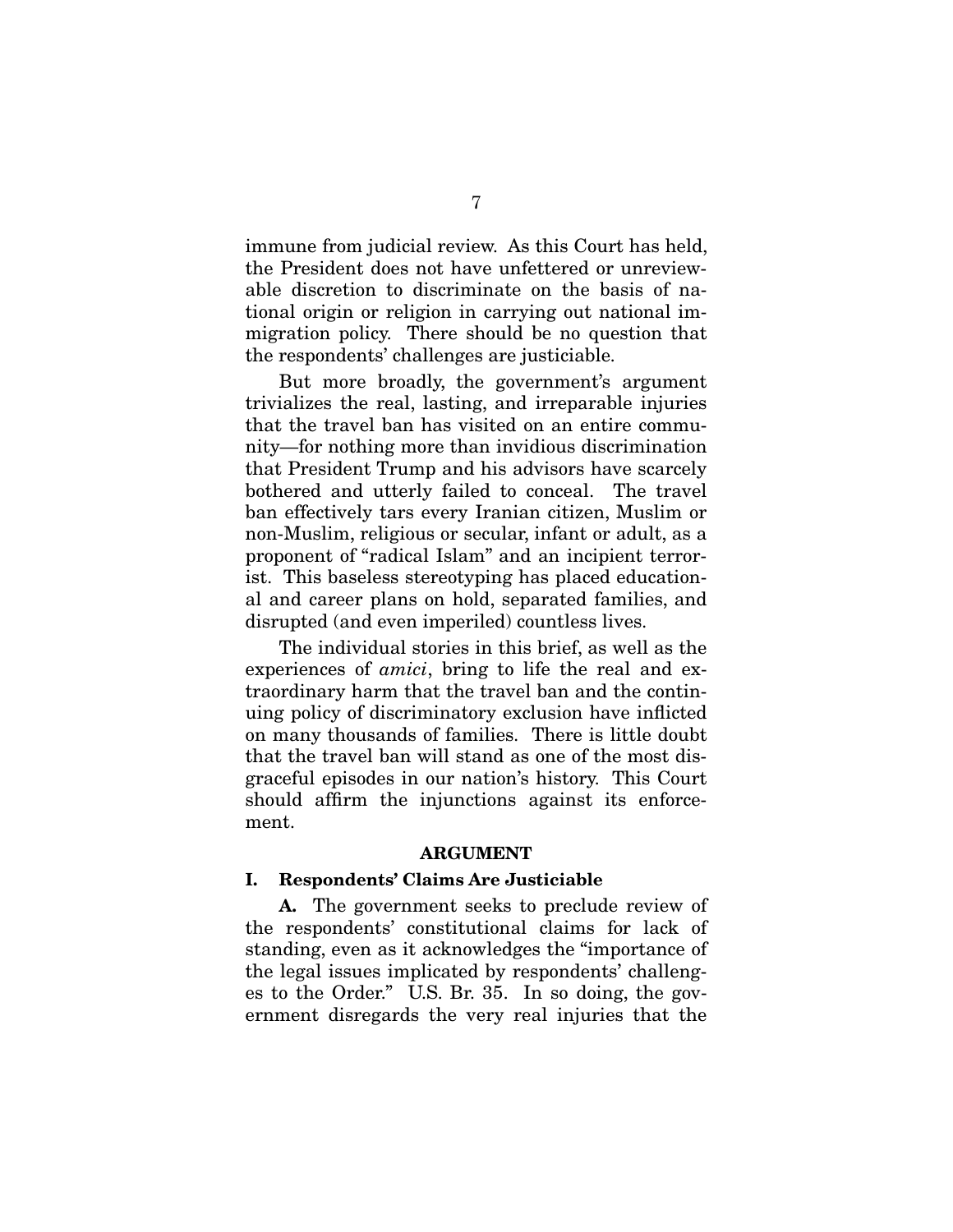immune from judicial review. As this Court has held, the President does not have unfettered or unreviewable discretion to discriminate on the basis of national origin or religion in carrying out national immigration policy. There should be no question that the respondents' challenges are justiciable.

But more broadly, the government's argument trivializes the real, lasting, and irreparable injuries that the travel ban has visited on an entire community—for nothing more than invidious discrimination that President Trump and his advisors have scarcely bothered and utterly failed to conceal. The travel ban effectively tars every Iranian citizen, Muslim or non-Muslim, religious or secular, infant or adult, as a proponent of "radical Islam" and an incipient terrorist. This baseless stereotyping has placed educational and career plans on hold, separated families, and disrupted (and even imperiled) countless lives.

The individual stories in this brief, as well as the experiences of *amici*, bring to life the real and extraordinary harm that the travel ban and the continuing policy of discriminatory exclusion have inflicted on many thousands of families. There is little doubt that the travel ban will stand as one of the most disgraceful episodes in our nation's history. This Court should affirm the injunctions against its enforcement.

## ARGUMENT

### I. Respondents' Claims Are Justiciable

**A.** The government seeks to preclude review of the respondents' constitutional claims for lack of standing, even as it acknowledges the "importance of the legal issues implicated by respondents' challenges to the Order." U.S. Br. 35. In so doing, the government disregards the very real injuries that the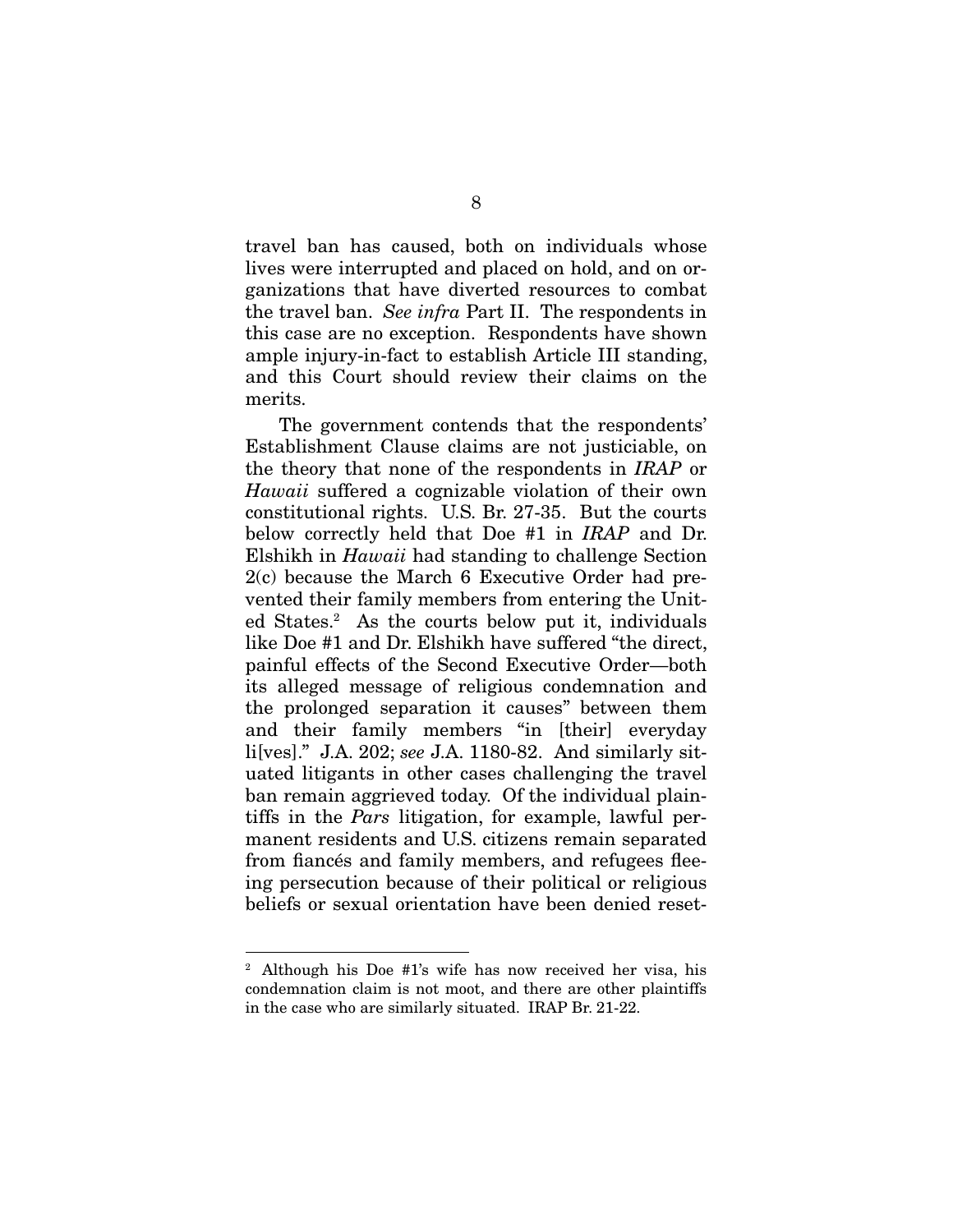travel ban has caused, both on individuals whose lives were interrupted and placed on hold, and on organizations that have diverted resources to combat the travel ban. *See infra* Part II. The respondents in this case are no exception. Respondents have shown ample injury-in-fact to establish Article III standing, and this Court should review their claims on the merits.

The government contends that the respondents' Establishment Clause claims are not justiciable, on the theory that none of the respondents in *IRAP* or *Hawaii* suffered a cognizable violation of their own constitutional rights. U.S. Br. 27-35. But the courts below correctly held that Doe #1 in *IRAP* and Dr. Elshikh in *Hawaii* had standing to challenge Section 2(c) because the March 6 Executive Order had prevented their family members from entering the United States.[2] As the courts below put it, individuals like Doe #1 and Dr. Elshikh have suffered "the direct, painful effects of the Second Executive Order—both its alleged message of religious condemnation and the prolonged separation it causes" between them and their family members "in [their] everyday li[ves]." J.A. 202; *see* J.A. 1180-82. And similarly situated litigants in other cases challenging the travel ban remain aggrieved today. Of the individual plaintiffs in the *Pars* litigation, for example, lawful permanent residents and U.S. citizens remain separated from fiancés and family members, and refugees fleeing persecution because of their political or religious beliefs or sexual orientation have been denied reset-

---

[2] Although his Doe #1's wife has now received her visa, his condemnation claim is not moot, and there are other plaintiffs in the case who are similarly situated. IRAP Br. 21-22.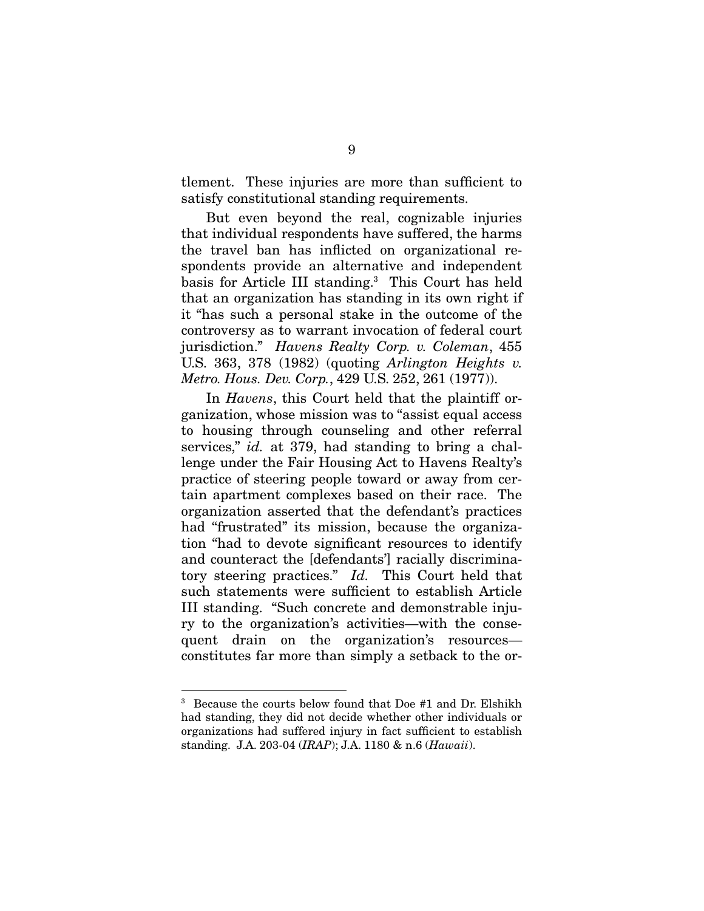tlement. These injuries are more than sufficient to satisfy constitutional standing requirements.

But even beyond the real, cognizable injuries that individual respondents have suffered, the harms the travel ban has inflicted on organizational respondents provide an alternative and independent basis for Article III standing.[3] This Court has held that an organization has standing in its own right if it "has such a personal stake in the outcome of the controversy as to warrant invocation of federal court jurisdiction." *Havens Realty Corp. v. Coleman*, 455 U.S. 363, 378 (1982) (quoting *Arlington Heights v. Metro. Hous. Dev. Corp.*, 429 U.S. 252, 261 (1977)).

In *Havens*, this Court held that the plaintiff organization, whose mission was to "assist equal access to housing through counseling and other referral services," *id.* at 379, had standing to bring a challenge under the Fair Housing Act to Havens Realty's practice of steering people toward or away from certain apartment complexes based on their race. The organization asserted that the defendant's practices had "frustrated" its mission, because the organization "had to devote significant resources to identify and counteract the [defendants'] racially discriminatory steering practices." *Id.* This Court held that such statements were sufficient to establish Article III standing. "Such concrete and demonstrable injury to the organization's activities—with the consequent drain on the organization's resources—constitutes far more than simply a setback to the or-

---

[3] Because the courts below found that Doe #1 and Dr. Elshikh had standing, they did not decide whether other individuals or organizations had suffered injury in fact sufficient to establish standing. J.A. 203-04 (*IRAP*); J.A. 1180 & n.6 (*Hawaii*).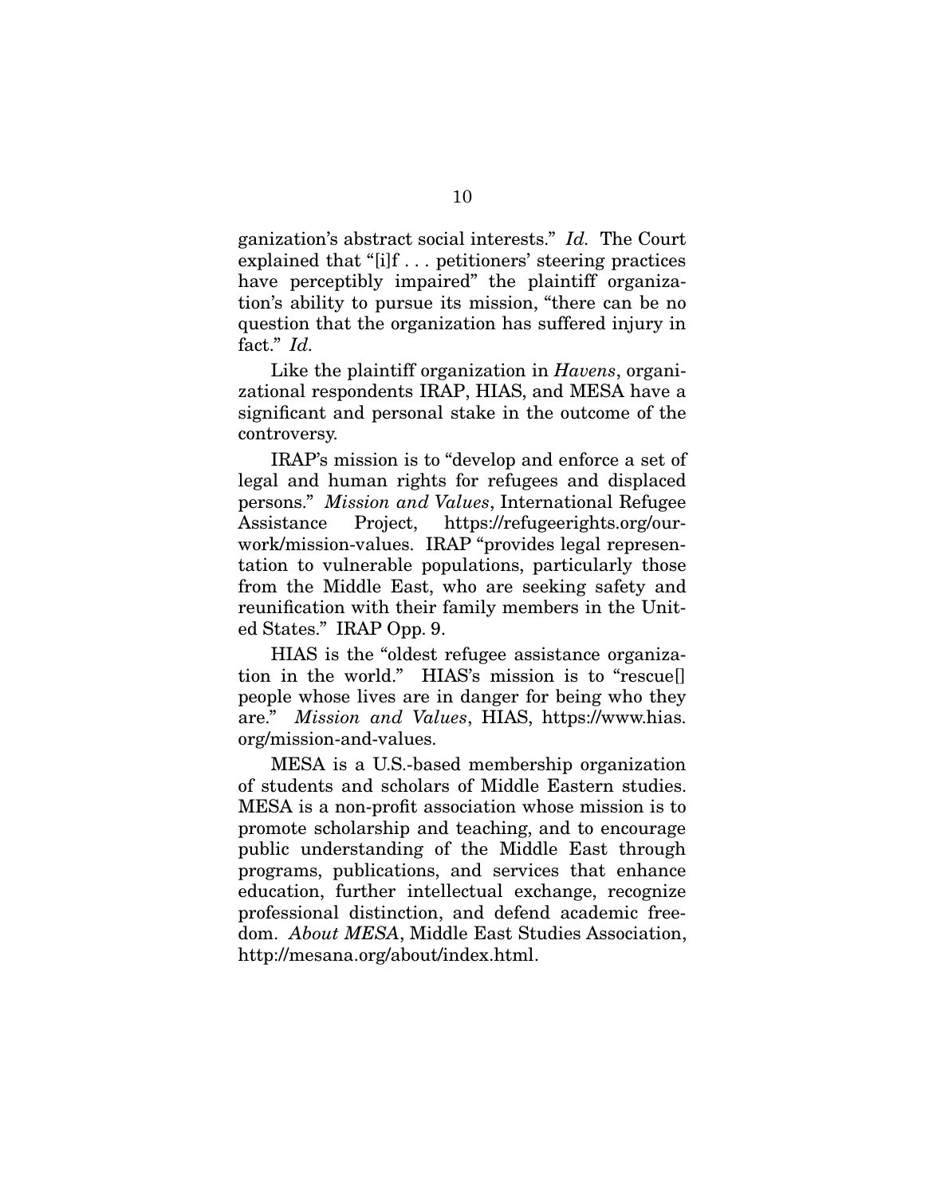ganization's abstract social interests." *Id.* The Court explained that "[i]f . . . petitioners' steering practices have perceptibly impaired" the plaintiff organization's ability to pursue its mission, "there can be no question that the organization has suffered injury in fact." *Id.*

Like the plaintiff organization in *Havens*, organizational respondents IRAP, HIAS, and MESA have a significant and personal stake in the outcome of the controversy.

IRAP's mission is to "develop and enforce a set of legal and human rights for refugees and displaced persons." *Mission and Values*, International Refugee Assistance Project, https://refugeerights.org/our-work/mission-values. IRAP "provides legal representation to vulnerable populations, particularly those from the Middle East, who are seeking safety and reunification with their family members in the United States." IRAP Opp. 9.

HIAS is the "oldest refugee assistance organization in the world." HIAS's mission is to "rescue[] people whose lives are in danger for being who they are." *Mission and Values*, HIAS, https://www.hias.org/mission-and-values.

MESA is a U.S.-based membership organization of students and scholars of Middle Eastern studies. MESA is a non-profit association whose mission is to promote scholarship and teaching, and to encourage public understanding of the Middle East through programs, publications, and services that enhance education, further intellectual exchange, recognize professional distinction, and defend academic freedom. *About MESA*, Middle East Studies Association, http://mesana.org/about/index.html.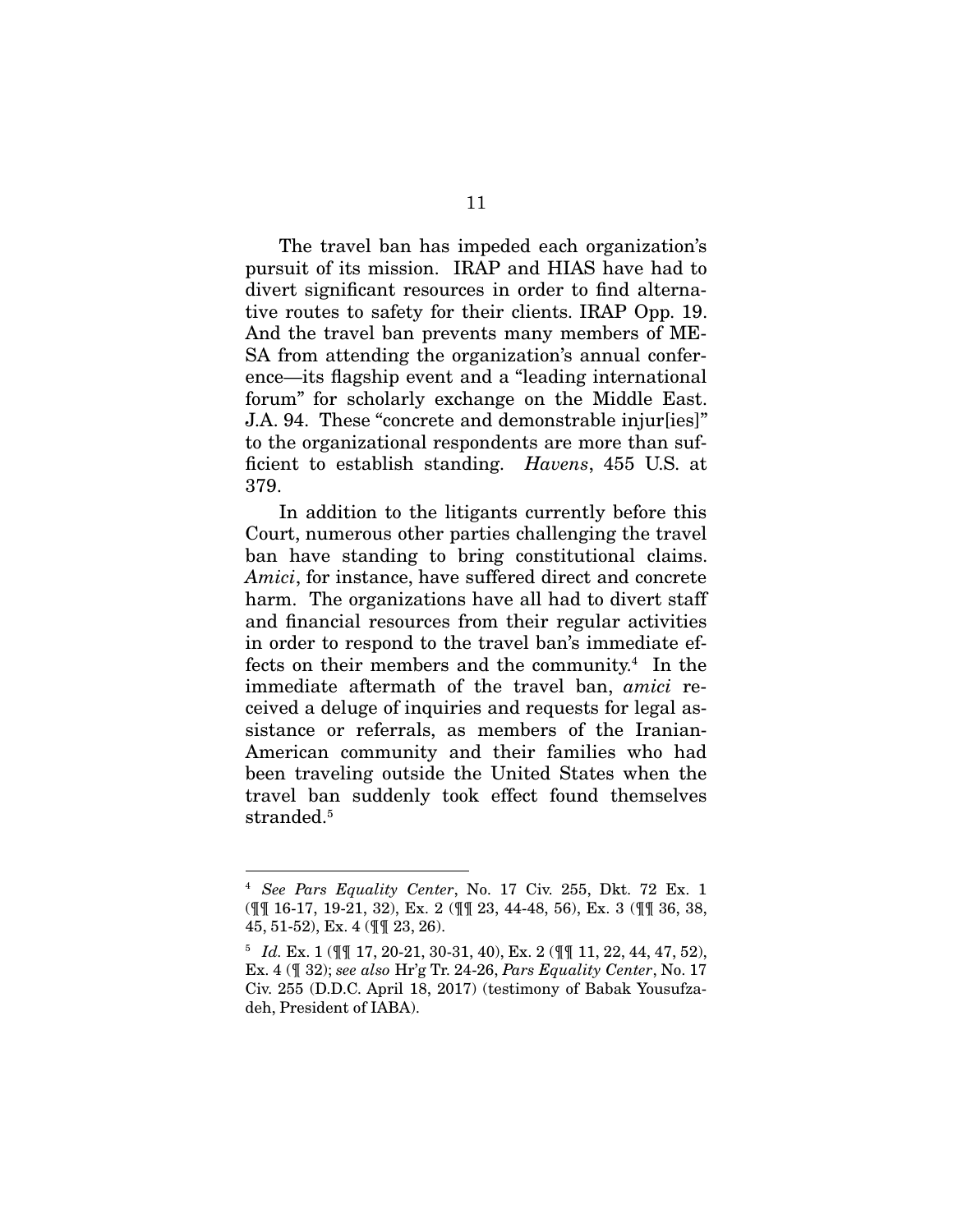The travel ban has impeded each organization's pursuit of its mission. IRAP and HIAS have had to divert significant resources in order to find alternative routes to safety for their clients. IRAP Opp. 19. And the travel ban prevents many members of MESA from attending the organization's annual conference—its flagship event and a "leading international forum" for scholarly exchange on the Middle East. J.A. 94. These "concrete and demonstrable injur[ies]" to the organizational respondents are more than sufficient to establish standing. *Havens*, 455 U.S. at 379.

In addition to the litigants currently before this Court, numerous other parties challenging the travel ban have standing to bring constitutional claims. *Amici*, for instance, have suffered direct and concrete harm. The organizations have all had to divert staff and financial resources from their regular activities in order to respond to the travel ban's immediate effects on their members and the community.[4] In the immediate aftermath of the travel ban, *amici* received a deluge of inquiries and requests for legal assistance or referrals, as members of the Iranian-American community and their families who had been traveling outside the United States when the travel ban suddenly took effect found themselves stranded.[5]

---

[4] *See Pars Equality Center*, No. 17 Civ. 255, Dkt. 72 Ex. 1 (¶¶ 16-17, 19-21, 32), Ex. 2 (¶¶ 23, 44-48, 56), Ex. 3 (¶¶ 36, 38, 45, 51-52), Ex. 4 (¶¶ 23, 26).

[5] *Id.* Ex. 1 (¶¶ 17, 20-21, 30-31, 40), Ex. 2 (¶¶ 11, 22, 44, 47, 52), Ex. 4 (¶ 32); *see also* Hr'g Tr. 24-26, *Pars Equality Center*, No. 17 Civ. 255 (D.D.C. April 18, 2017) (testimony of Babak Yousufzadeh, President of IABA).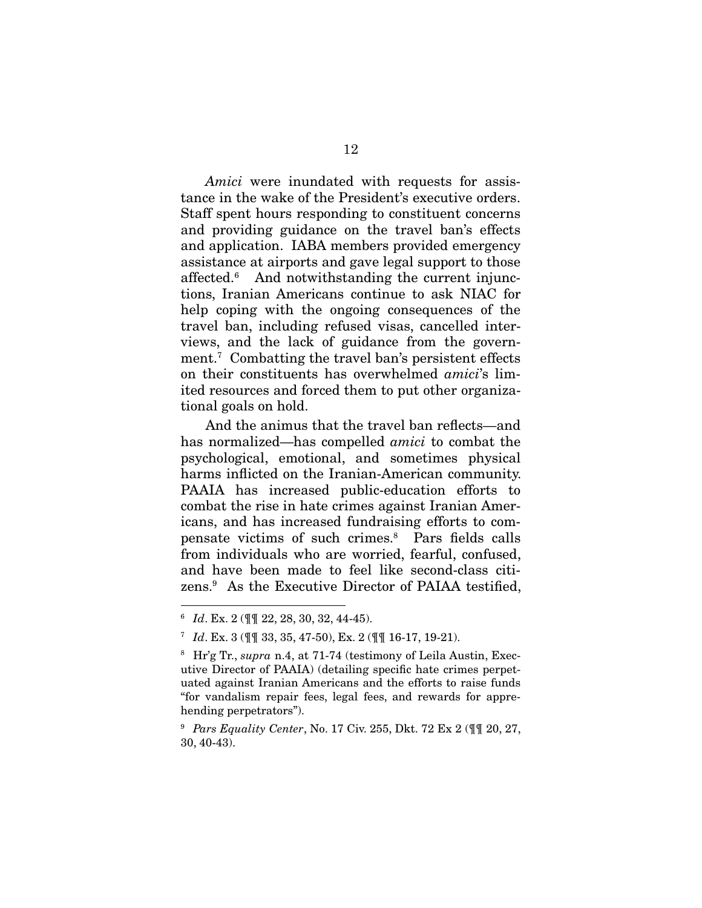*Amici* were inundated with requests for assistance in the wake of the President's executive orders. Staff spent hours responding to constituent concerns and providing guidance on the travel ban's effects and application. IABA members provided emergency assistance at airports and gave legal support to those affected.[6] And notwithstanding the current injunctions, Iranian Americans continue to ask NIAC for help coping with the ongoing consequences of the travel ban, including refused visas, cancelled interviews, and the lack of guidance from the government.[7] Combatting the travel ban's persistent effects on their constituents has overwhelmed *amici*'s limited resources and forced them to put other organizational goals on hold.

And the animus that the travel ban reflects—and has normalized—has compelled *amici* to combat the psychological, emotional, and sometimes physical harms inflicted on the Iranian-American community. PAAIA has increased public-education efforts to combat the rise in hate crimes against Iranian Americans, and has increased fundraising efforts to compensate victims of such crimes.[8] Pars fields calls from individuals who are worried, fearful, confused, and have been made to feel like second-class citizens.[9] As the Executive Director of PAIAA testified,

---

[6] *Id*. Ex. 2 (¶¶ 22, 28, 30, 32, 44-45).

[7] *Id*. Ex. 3 (¶¶ 33, 35, 47-50), Ex. 2 (¶¶ 16-17, 19-21).

[8] Hr'g Tr., *supra* n.4, at 71-74 (testimony of Leila Austin, Executive Director of PAAIA) (detailing specific hate crimes perpetuated against Iranian Americans and the efforts to raise funds "for vandalism repair fees, legal fees, and rewards for apprehending perpetrators").

[9] *Pars Equality Center*, No. 17 Civ. 255, Dkt. 72 Ex 2 (¶¶ 20, 27, 30, 40-43).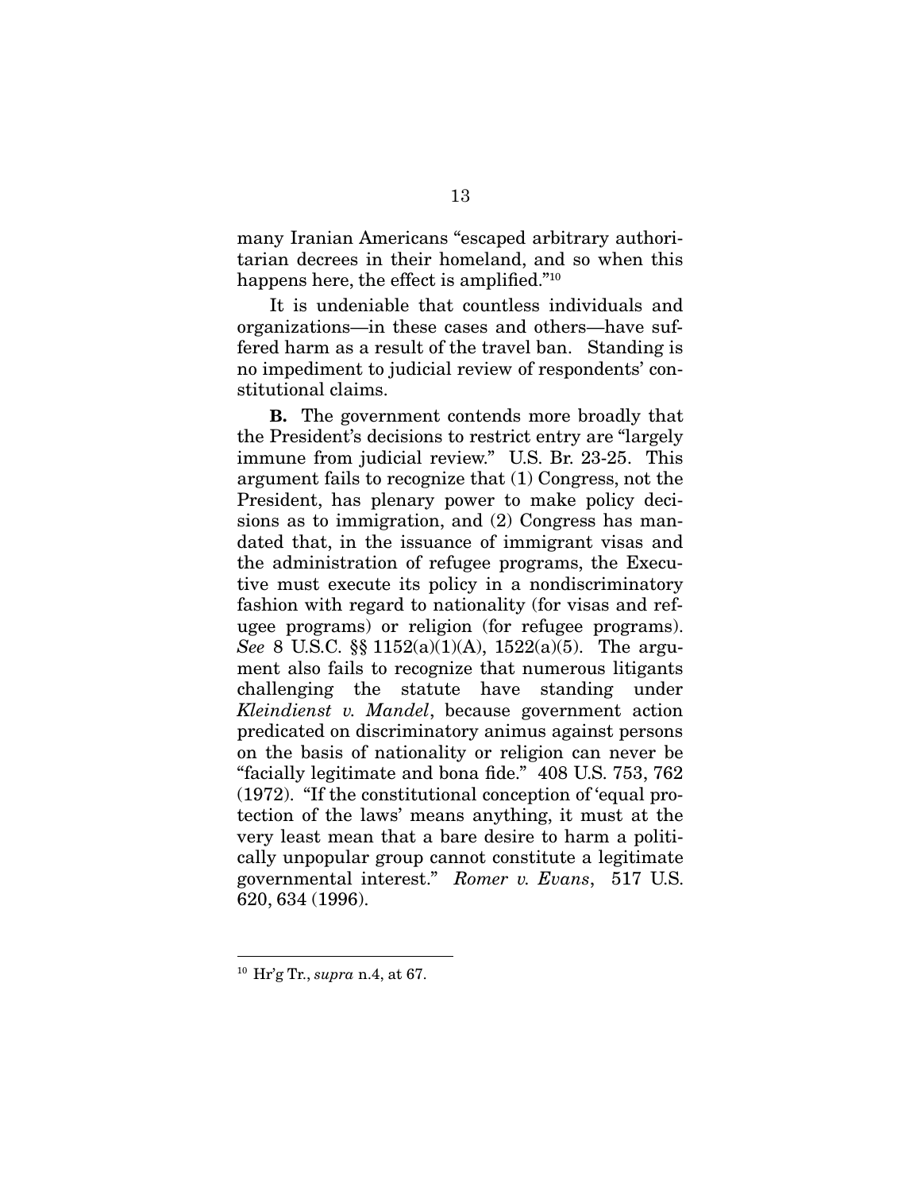many Iranian Americans "escaped arbitrary authoritarian decrees in their homeland, and so when this happens here, the effect is amplified."[10]

It is undeniable that countless individuals and organizations—in these cases and others—have suffered harm as a result of the travel ban. Standing is no impediment to judicial review of respondents' constitutional claims.

**B.** The government contends more broadly that the President's decisions to restrict entry are "largely immune from judicial review." U.S. Br. 23-25. This argument fails to recognize that (1) Congress, not the President, has plenary power to make policy decisions as to immigration, and (2) Congress has mandated that, in the issuance of immigrant visas and the administration of refugee programs, the Executive must execute its policy in a nondiscriminatory fashion with regard to nationality (for visas and refugee programs) or religion (for refugee programs). *See* 8 U.S.C. §§ 1152(a)(1)(A), 1522(a)(5). The argument also fails to recognize that numerous litigants challenging the statute have standing under *Kleindienst v. Mandel*, because government action predicated on discriminatory animus against persons on the basis of nationality or religion can never be "facially legitimate and bona fide." 408 U.S. 753, 762 (1972). "If the constitutional conception of 'equal protection of the laws' means anything, it must at the very least mean that a bare desire to harm a politically unpopular group cannot constitute a legitimate governmental interest." *Romer v. Evans*, 517 U.S. 620, 634 (1996).

---

[10] Hr'g Tr., *supra* n.4, at 67.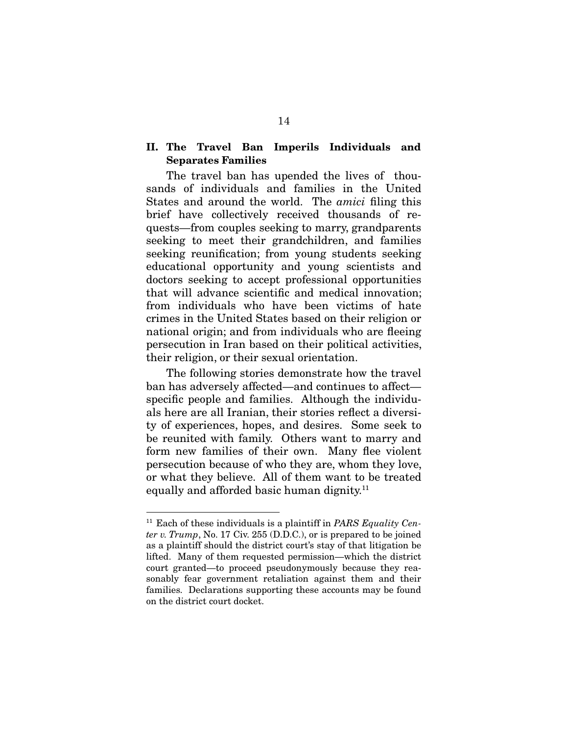## II. The Travel Ban Imperils Individuals and Separates Families

The travel ban has upended the lives of thousands of individuals and families in the United States and around the world. The *amici* filing this brief have collectively received thousands of requests—from couples seeking to marry, grandparents seeking to meet their grandchildren, and families seeking reunification; from young students seeking educational opportunity and young scientists and doctors seeking to accept professional opportunities that will advance scientific and medical innovation; from individuals who have been victims of hate crimes in the United States based on their religion or national origin; and from individuals who are fleeing persecution in Iran based on their political activities, their religion, or their sexual orientation.

The following stories demonstrate how the travel ban has adversely affected—and continues to affect—specific people and families. Although the individuals here are all Iranian, their stories reflect a diversity of experiences, hopes, and desires. Some seek to be reunited with family. Others want to marry and form new families of their own. Many flee violent persecution because of who they are, whom they love, or what they believe. All of them want to be treated equally and afforded basic human dignity.[11]

---

[11] Each of these individuals is a plaintiff in *PARS Equality Center v. Trump*, No. 17 Civ. 255 (D.D.C.), or is prepared to be joined as a plaintiff should the district court's stay of that litigation be lifted. Many of them requested permission—which the district court granted—to proceed pseudonymously because they reasonably fear government retaliation against them and their families. Declarations supporting these accounts may be found on the district court docket.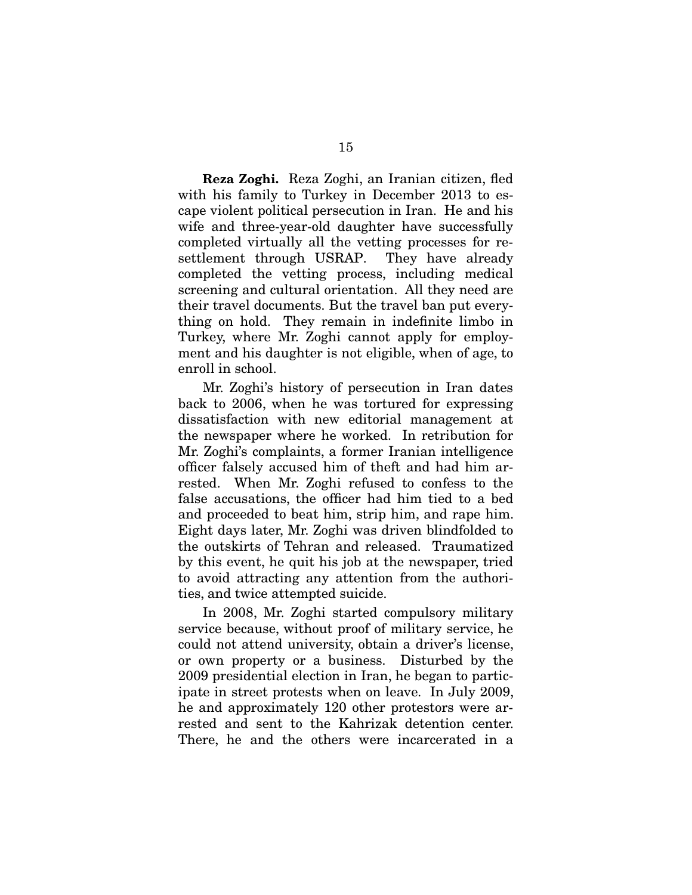**Reza Zoghi.** Reza Zoghi, an Iranian citizen, fled with his family to Turkey in December 2013 to escape violent political persecution in Iran. He and his wife and three-year-old daughter have successfully completed virtually all the vetting processes for resettlement through USRAP. They have already completed the vetting process, including medical screening and cultural orientation. All they need are their travel documents. But the travel ban put everything on hold. They remain in indefinite limbo in Turkey, where Mr. Zoghi cannot apply for employment and his daughter is not eligible, when of age, to enroll in school.

Mr. Zoghi's history of persecution in Iran dates back to 2006, when he was tortured for expressing dissatisfaction with new editorial management at the newspaper where he worked. In retribution for Mr. Zoghi's complaints, a former Iranian intelligence officer falsely accused him of theft and had him arrested. When Mr. Zoghi refused to confess to the false accusations, the officer had him tied to a bed and proceeded to beat him, strip him, and rape him. Eight days later, Mr. Zoghi was driven blindfolded to the outskirts of Tehran and released. Traumatized by this event, he quit his job at the newspaper, tried to avoid attracting any attention from the authorities, and twice attempted suicide.

In 2008, Mr. Zoghi started compulsory military service because, without proof of military service, he could not attend university, obtain a driver's license, or own property or a business. Disturbed by the 2009 presidential election in Iran, he began to participate in street protests when on leave. In July 2009, he and approximately 120 other protestors were arrested and sent to the Kahrizak detention center. There, he and the others were incarcerated in a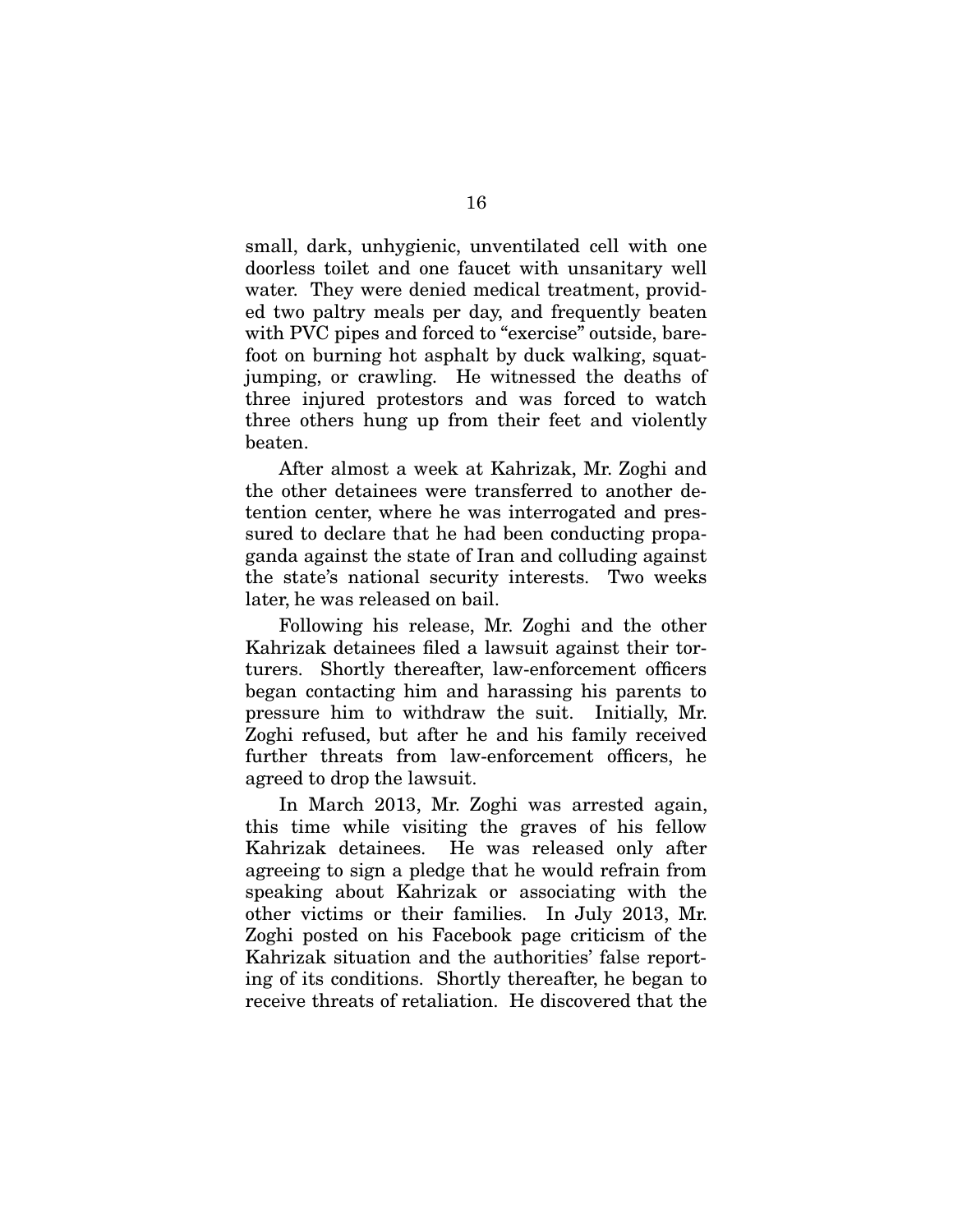small, dark, unhygienic, unventilated cell with one doorless toilet and one faucet with unsanitary well water. They were denied medical treatment, provided two paltry meals per day, and frequently beaten with PVC pipes and forced to "exercise" outside, barefoot on burning hot asphalt by duck walking, squat-jumping, or crawling. He witnessed the deaths of three injured protestors and was forced to watch three others hung up from their feet and violently beaten.

After almost a week at Kahrizak, Mr. Zoghi and the other detainees were transferred to another detention center, where he was interrogated and pressured to declare that he had been conducting propaganda against the state of Iran and colluding against the state's national security interests. Two weeks later, he was released on bail.

Following his release, Mr. Zoghi and the other Kahrizak detainees filed a lawsuit against their torturers. Shortly thereafter, law-enforcement officers began contacting him and harassing his parents to pressure him to withdraw the suit. Initially, Mr. Zoghi refused, but after he and his family received further threats from law-enforcement officers, he agreed to drop the lawsuit.

In March 2013, Mr. Zoghi was arrested again, this time while visiting the graves of his fellow Kahrizak detainees. He was released only after agreeing to sign a pledge that he would refrain from speaking about Kahrizak or associating with the other victims or their families. In July 2013, Mr. Zoghi posted on his Facebook page criticism of the Kahrizak situation and the authorities' false reporting of its conditions. Shortly thereafter, he began to receive threats of retaliation. He discovered that the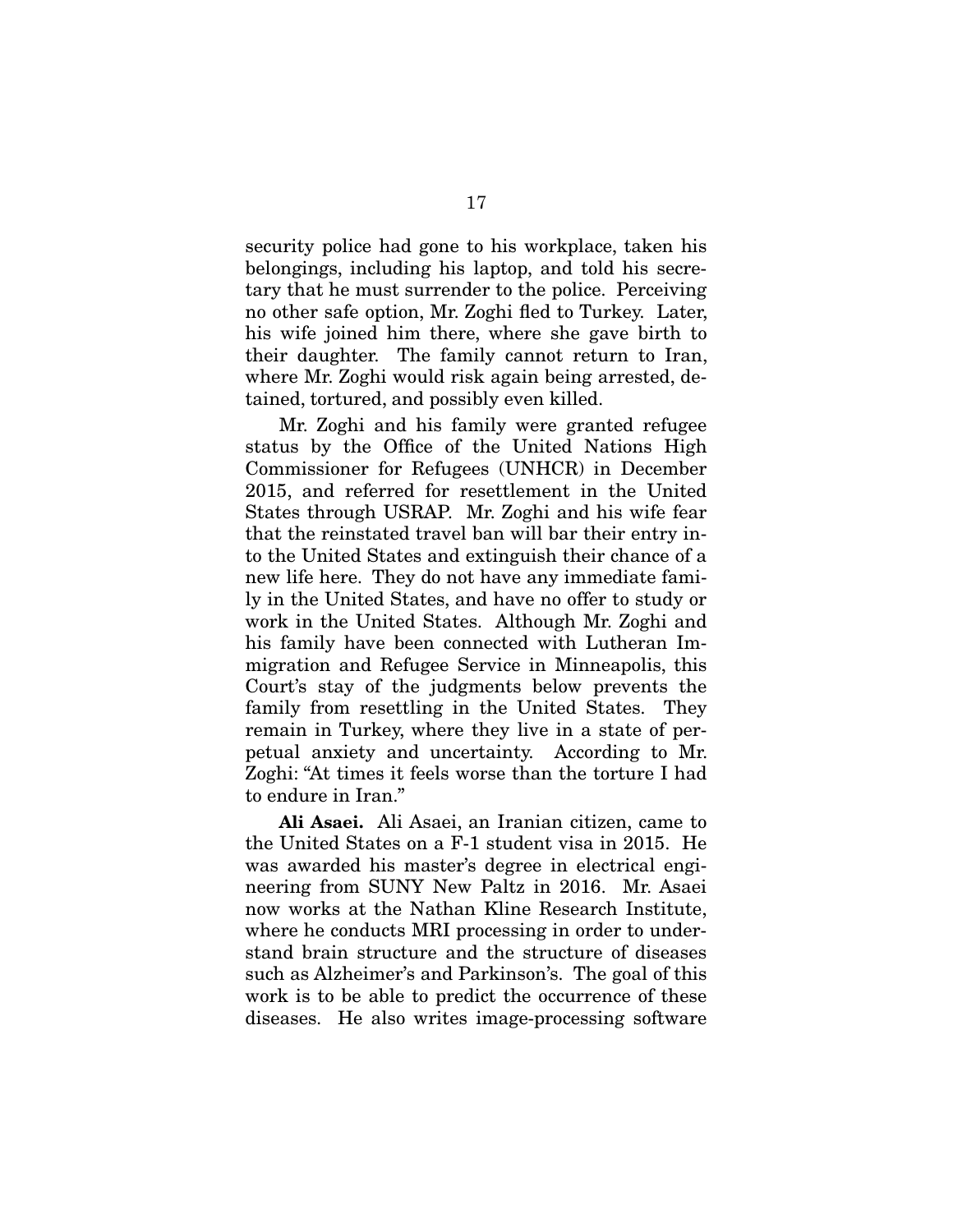security police had gone to his workplace, taken his belongings, including his laptop, and told his secretary that he must surrender to the police. Perceiving no other safe option, Mr. Zoghi fled to Turkey. Later, his wife joined him there, where she gave birth to their daughter. The family cannot return to Iran, where Mr. Zoghi would risk again being arrested, detained, tortured, and possibly even killed.

Mr. Zoghi and his family were granted refugee status by the Office of the United Nations High Commissioner for Refugees (UNHCR) in December 2015, and referred for resettlement in the United States through USRAP. Mr. Zoghi and his wife fear that the reinstated travel ban will bar their entry into the United States and extinguish their chance of a new life here. They do not have any immediate family in the United States, and have no offer to study or work in the United States. Although Mr. Zoghi and his family have been connected with Lutheran Immigration and Refugee Service in Minneapolis, this Court's stay of the judgments below prevents the family from resettling in the United States. They remain in Turkey, where they live in a state of perpetual anxiety and uncertainty. According to Mr. Zoghi: "At times it feels worse than the torture I had to endure in Iran."

**Ali Asaei.** Ali Asaei, an Iranian citizen, came to the United States on a F-1 student visa in 2015. He was awarded his master's degree in electrical engineering from SUNY New Paltz in 2016. Mr. Asaei now works at the Nathan Kline Research Institute, where he conducts MRI processing in order to understand brain structure and the structure of diseases such as Alzheimer's and Parkinson's. The goal of this work is to be able to predict the occurrence of these diseases. He also writes image-processing software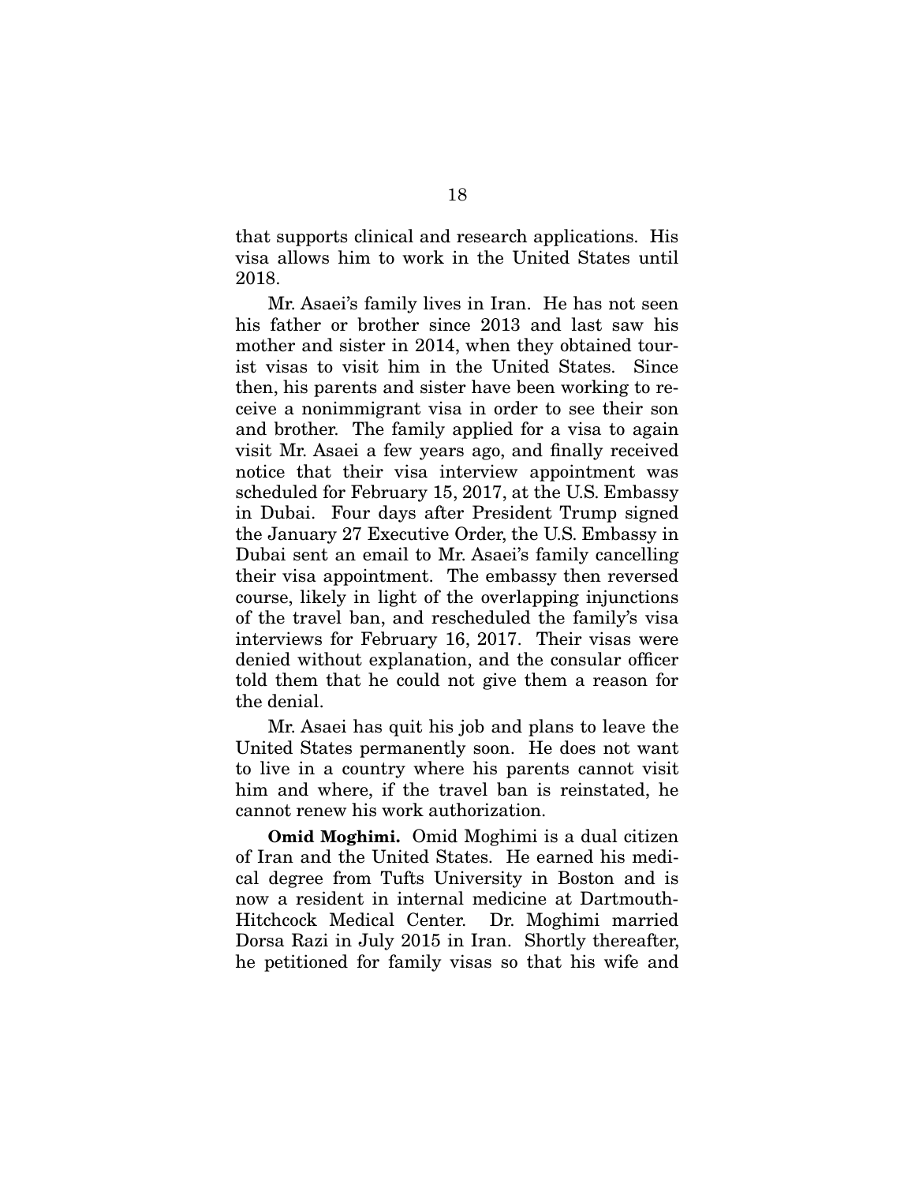that supports clinical and research applications. His visa allows him to work in the United States until 2018.

Mr. Asaei's family lives in Iran. He has not seen his father or brother since 2013 and last saw his mother and sister in 2014, when they obtained tourist visas to visit him in the United States. Since then, his parents and sister have been working to receive a nonimmigrant visa in order to see their son and brother. The family applied for a visa to again visit Mr. Asaei a few years ago, and finally received notice that their visa interview appointment was scheduled for February 15, 2017, at the U.S. Embassy in Dubai. Four days after President Trump signed the January 27 Executive Order, the U.S. Embassy in Dubai sent an email to Mr. Asaei's family cancelling their visa appointment. The embassy then reversed course, likely in light of the overlapping injunctions of the travel ban, and rescheduled the family's visa interviews for February 16, 2017. Their visas were denied without explanation, and the consular officer told them that he could not give them a reason for the denial.

Mr. Asaei has quit his job and plans to leave the United States permanently soon. He does not want to live in a country where his parents cannot visit him and where, if the travel ban is reinstated, he cannot renew his work authorization.

**Omid Moghimi.** Omid Moghimi is a dual citizen of Iran and the United States. He earned his medical degree from Tufts University in Boston and is now a resident in internal medicine at Dartmouth-Hitchcock Medical Center. Dr. Moghimi married Dorsa Razi in July 2015 in Iran. Shortly thereafter, he petitioned for family visas so that his wife and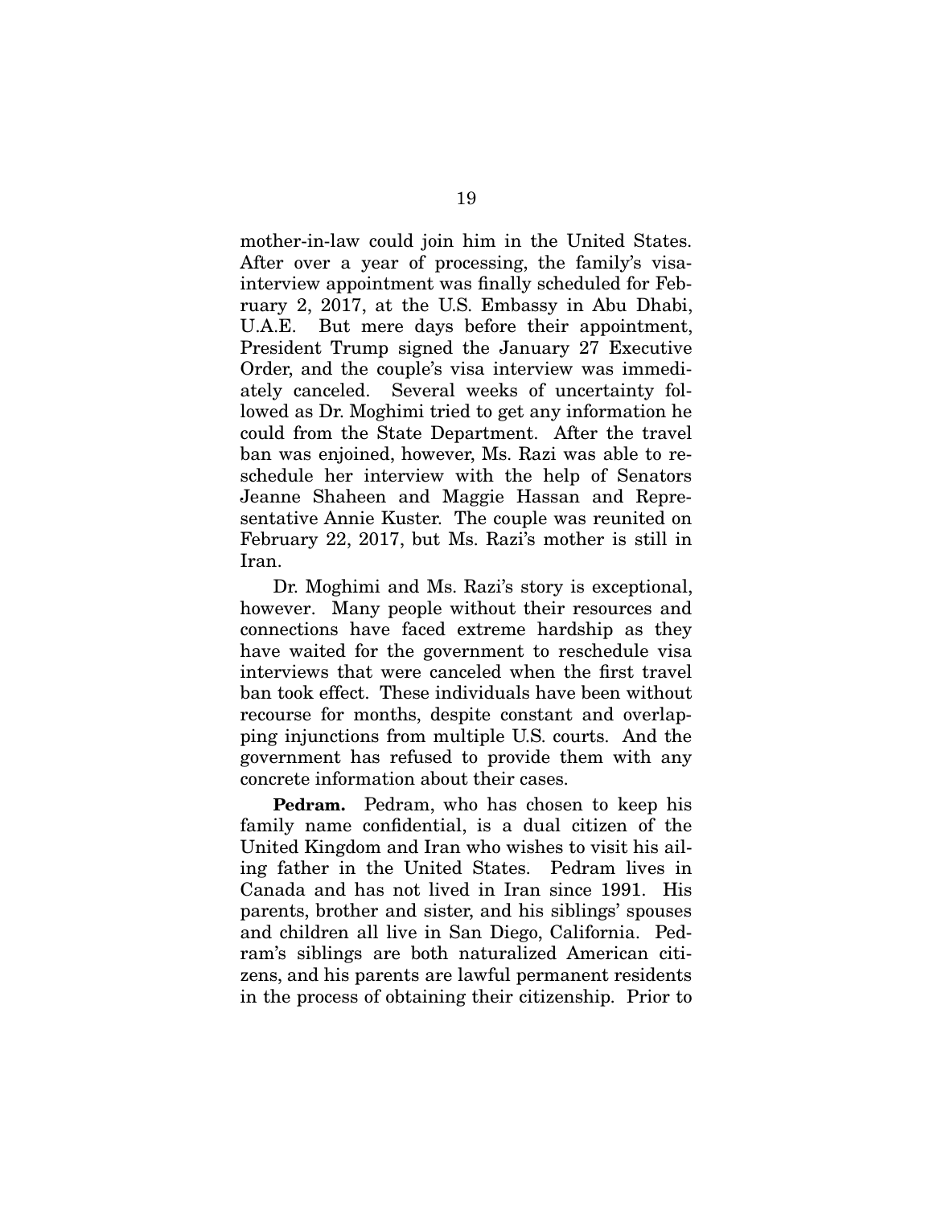mother-in-law could join him in the United States. After over a year of processing, the family's visa-interview appointment was finally scheduled for February 2, 2017, at the U.S. Embassy in Abu Dhabi, U.A.E. But mere days before their appointment, President Trump signed the January 27 Executive Order, and the couple's visa interview was immediately canceled. Several weeks of uncertainty followed as Dr. Moghimi tried to get any information he could from the State Department. After the travel ban was enjoined, however, Ms. Razi was able to reschedule her interview with the help of Senators Jeanne Shaheen and Maggie Hassan and Representative Annie Kuster. The couple was reunited on February 22, 2017, but Ms. Razi's mother is still in Iran.

Dr. Moghimi and Ms. Razi's story is exceptional, however. Many people without their resources and connections have faced extreme hardship as they have waited for the government to reschedule visa interviews that were canceled when the first travel ban took effect. These individuals have been without recourse for months, despite constant and overlapping injunctions from multiple U.S. courts. And the government has refused to provide them with any concrete information about their cases.

**Pedram.** Pedram, who has chosen to keep his family name confidential, is a dual citizen of the United Kingdom and Iran who wishes to visit his ailing father in the United States. Pedram lives in Canada and has not lived in Iran since 1991. His parents, brother and sister, and his siblings' spouses and children all live in San Diego, California. Pedram's siblings are both naturalized American citizens, and his parents are lawful permanent residents in the process of obtaining their citizenship. Prior to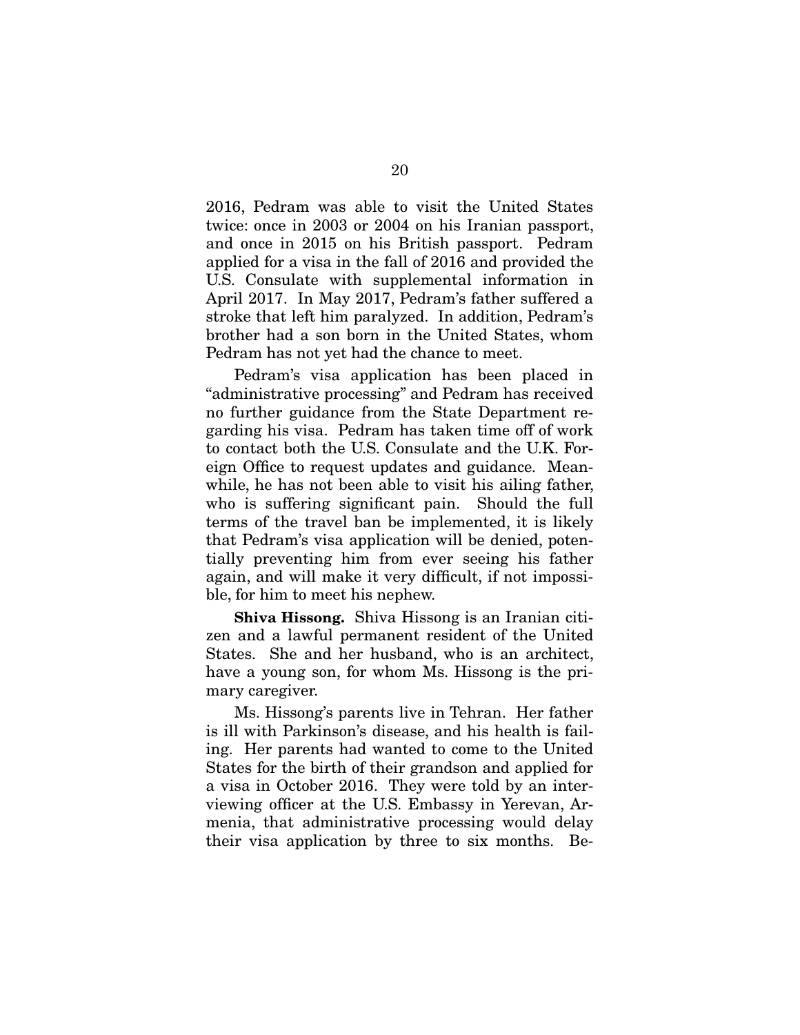2016, Pedram was able to visit the United States twice: once in 2003 or 2004 on his Iranian passport, and once in 2015 on his British passport. Pedram applied for a visa in the fall of 2016 and provided the U.S. Consulate with supplemental information in April 2017. In May 2017, Pedram's father suffered a stroke that left him paralyzed. In addition, Pedram's brother had a son born in the United States, whom Pedram has not yet had the chance to meet.

Pedram's visa application has been placed in "administrative processing" and Pedram has received no further guidance from the State Department regarding his visa. Pedram has taken time off of work to contact both the U.S. Consulate and the U.K. Foreign Office to request updates and guidance. Meanwhile, he has not been able to visit his ailing father, who is suffering significant pain. Should the full terms of the travel ban be implemented, it is likely that Pedram's visa application will be denied, potentially preventing him from ever seeing his father again, and will make it very difficult, if not impossible, for him to meet his nephew.

**Shiva Hissong.** Shiva Hissong is an Iranian citizen and a lawful permanent resident of the United States. She and her husband, who is an architect, have a young son, for whom Ms. Hissong is the primary caregiver.

Ms. Hissong's parents live in Tehran. Her father is ill with Parkinson's disease, and his health is failing. Her parents had wanted to come to the United States for the birth of their grandson and applied for a visa in October 2016. They were told by an interviewing officer at the U.S. Embassy in Yerevan, Armenia, that administrative processing would delay their visa application by three to six months. Be-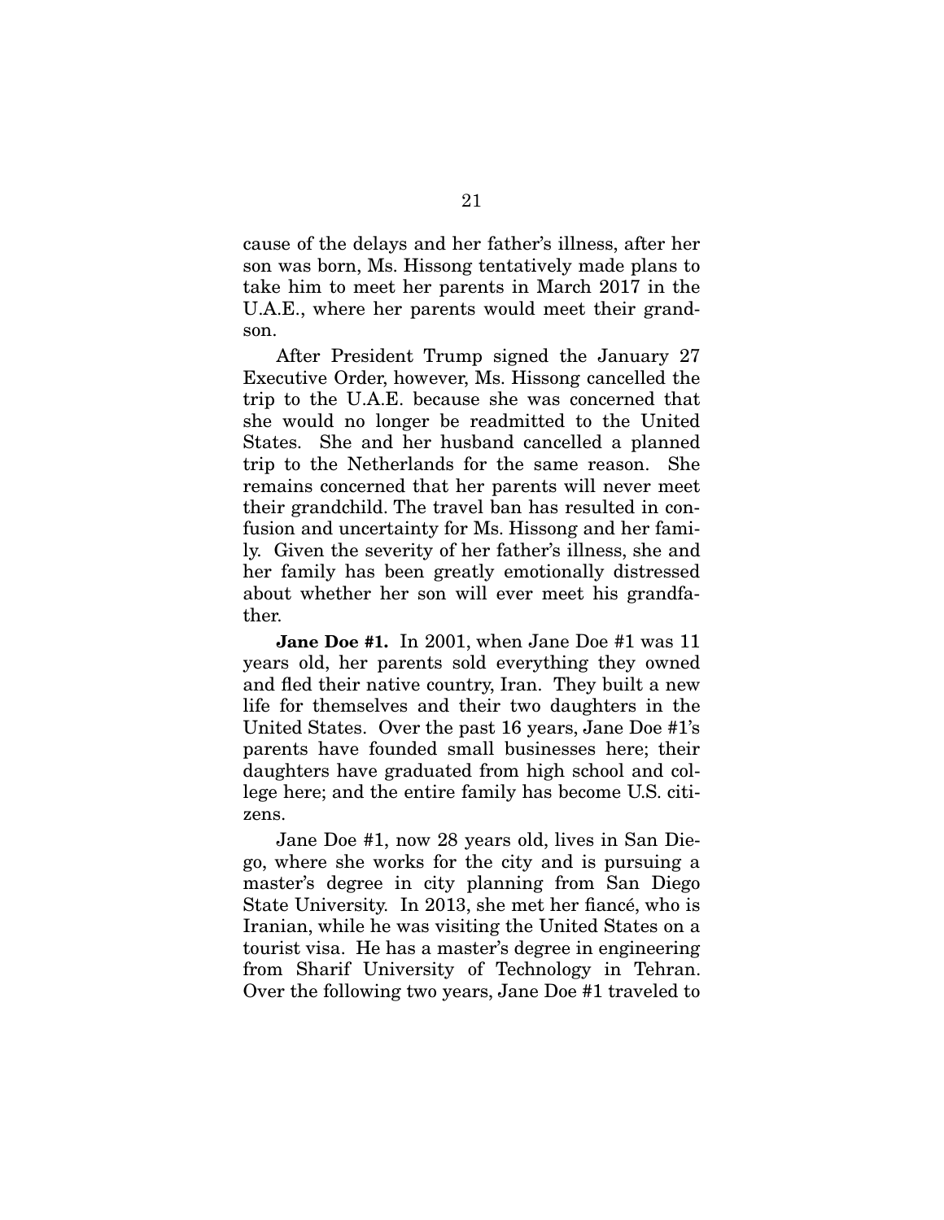cause of the delays and her father's illness, after her son was born, Ms. Hissong tentatively made plans to take him to meet her parents in March 2017 in the U.A.E., where her parents would meet their grandson.

After President Trump signed the January 27 Executive Order, however, Ms. Hissong cancelled the trip to the U.A.E. because she was concerned that she would no longer be readmitted to the United States. She and her husband cancelled a planned trip to the Netherlands for the same reason. She remains concerned that her parents will never meet their grandchild. The travel ban has resulted in confusion and uncertainty for Ms. Hissong and her family. Given the severity of her father's illness, she and her family has been greatly emotionally distressed about whether her son will ever meet his grandfather.

**Jane Doe #1.** In 2001, when Jane Doe #1 was 11 years old, her parents sold everything they owned and fled their native country, Iran. They built a new life for themselves and their two daughters in the United States. Over the past 16 years, Jane Doe #1's parents have founded small businesses here; their daughters have graduated from high school and college here; and the entire family has become U.S. citizens.

Jane Doe #1, now 28 years old, lives in San Diego, where she works for the city and is pursuing a master's degree in city planning from San Diego State University. In 2013, she met her fiancé, who is Iranian, while he was visiting the United States on a tourist visa. He has a master's degree in engineering from Sharif University of Technology in Tehran. Over the following two years, Jane Doe #1 traveled to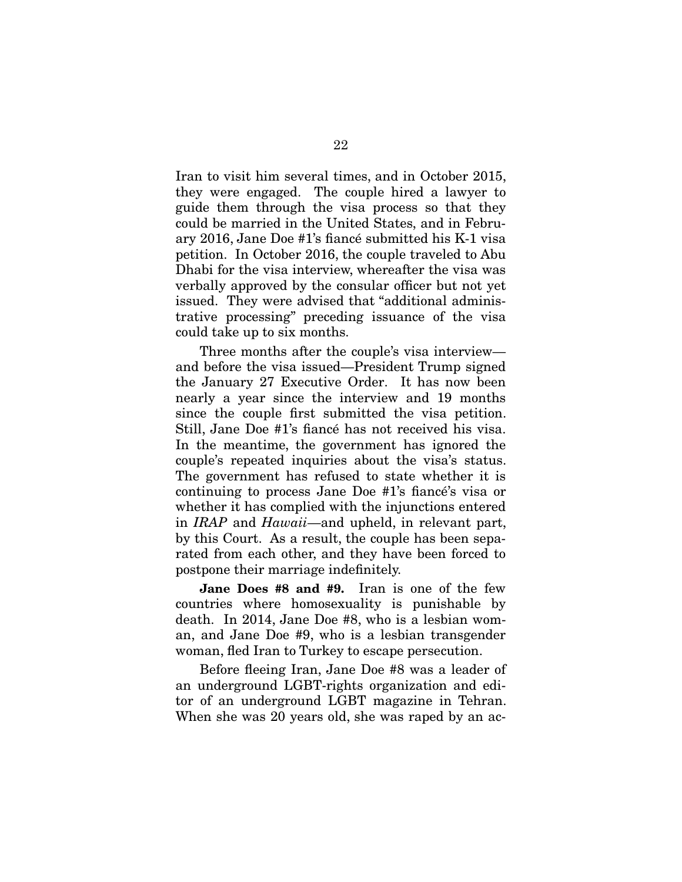Iran to visit him several times, and in October 2015, they were engaged. The couple hired a lawyer to guide them through the visa process so that they could be married in the United States, and in February 2016, Jane Doe #1's fiancé submitted his K-1 visa petition. In October 2016, the couple traveled to Abu Dhabi for the visa interview, whereafter the visa was verbally approved by the consular officer but not yet issued. They were advised that "additional administrative processing" preceding issuance of the visa could take up to six months.

Three months after the couple's visa interview—and before the visa issued—President Trump signed the January 27 Executive Order. It has now been nearly a year since the interview and 19 months since the couple first submitted the visa petition. Still, Jane Doe #1's fiancé has not received his visa. In the meantime, the government has ignored the couple's repeated inquiries about the visa's status. The government has refused to state whether it is continuing to process Jane Doe #1's fiancé's visa or whether it has complied with the injunctions entered in *IRAP* and *Hawaii*—and upheld, in relevant part, by this Court. As a result, the couple has been separated from each other, and they have been forced to postpone their marriage indefinitely.

**Jane Does #8 and #9.** Iran is one of the few countries where homosexuality is punishable by death. In 2014, Jane Doe #8, who is a lesbian woman, and Jane Doe #9, who is a lesbian transgender woman, fled Iran to Turkey to escape persecution.

Before fleeing Iran, Jane Doe #8 was a leader of an underground LGBT-rights organization and editor of an underground LGBT magazine in Tehran. When she was 20 years old, she was raped by an ac-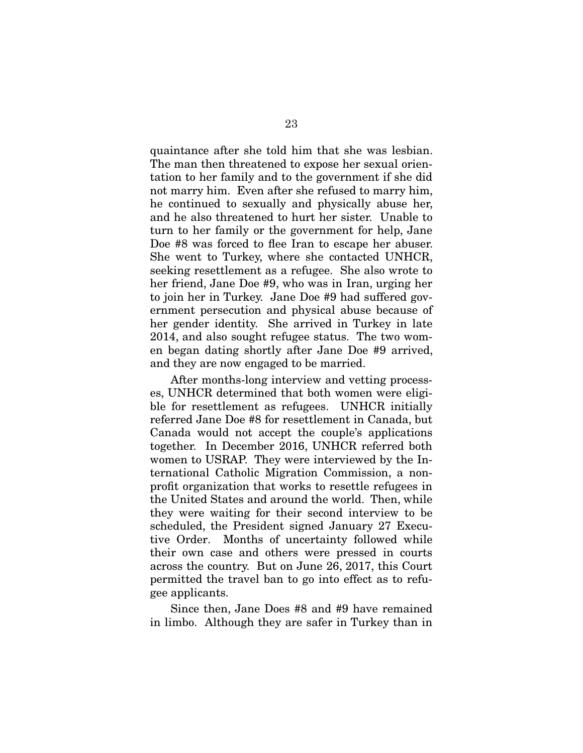quaintance after she told him that she was lesbian. The man then threatened to expose her sexual orientation to her family and to the government if she did not marry him. Even after she refused to marry him, he continued to sexually and physically abuse her, and he also threatened to hurt her sister. Unable to turn to her family or the government for help, Jane Doe #8 was forced to flee Iran to escape her abuser. She went to Turkey, where she contacted UNHCR, seeking resettlement as a refugee. She also wrote to her friend, Jane Doe #9, who was in Iran, urging her to join her in Turkey. Jane Doe #9 had suffered government persecution and physical abuse because of her gender identity. She arrived in Turkey in late 2014, and also sought refugee status. The two women began dating shortly after Jane Doe #9 arrived, and they are now engaged to be married.

After months-long interview and vetting processes, UNHCR determined that both women were eligible for resettlement as refugees. UNHCR initially referred Jane Doe #8 for resettlement in Canada, but Canada would not accept the couple's applications together. In December 2016, UNHCR referred both women to USRAP. They were interviewed by the International Catholic Migration Commission, a nonprofit organization that works to resettle refugees in the United States and around the world. Then, while they were waiting for their second interview to be scheduled, the President signed January 27 Executive Order. Months of uncertainty followed while their own case and others were pressed in courts across the country. But on June 26, 2017, this Court permitted the travel ban to go into effect as to refugee applicants.

Since then, Jane Does #8 and #9 have remained in limbo. Although they are safer in Turkey than in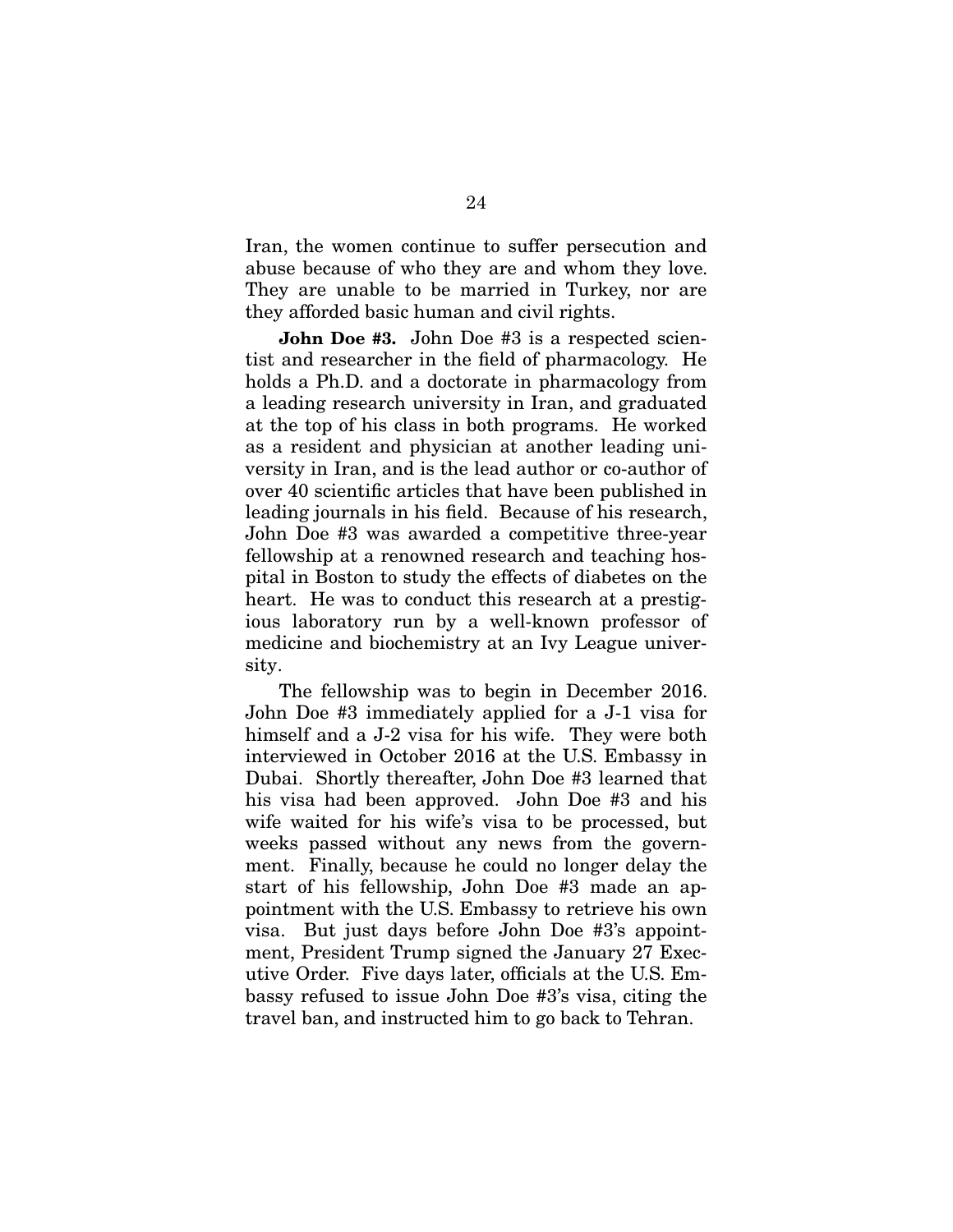Iran, the women continue to suffer persecution and abuse because of who they are and whom they love. They are unable to be married in Turkey, nor are they afforded basic human and civil rights.

**John Doe #3.** John Doe #3 is a respected scientist and researcher in the field of pharmacology. He holds a Ph.D. and a doctorate in pharmacology from a leading research university in Iran, and graduated at the top of his class in both programs. He worked as a resident and physician at another leading university in Iran, and is the lead author or co-author of over 40 scientific articles that have been published in leading journals in his field. Because of his research, John Doe #3 was awarded a competitive three-year fellowship at a renowned research and teaching hospital in Boston to study the effects of diabetes on the heart. He was to conduct this research at a prestigious laboratory run by a well-known professor of medicine and biochemistry at an Ivy League university.

The fellowship was to begin in December 2016. John Doe #3 immediately applied for a J-1 visa for himself and a J-2 visa for his wife. They were both interviewed in October 2016 at the U.S. Embassy in Dubai. Shortly thereafter, John Doe #3 learned that his visa had been approved. John Doe #3 and his wife waited for his wife's visa to be processed, but weeks passed without any news from the government. Finally, because he could no longer delay the start of his fellowship, John Doe #3 made an appointment with the U.S. Embassy to retrieve his own visa. But just days before John Doe #3's appointment, President Trump signed the January 27 Executive Order. Five days later, officials at the U.S. Embassy refused to issue John Doe #3's visa, citing the travel ban, and instructed him to go back to Tehran.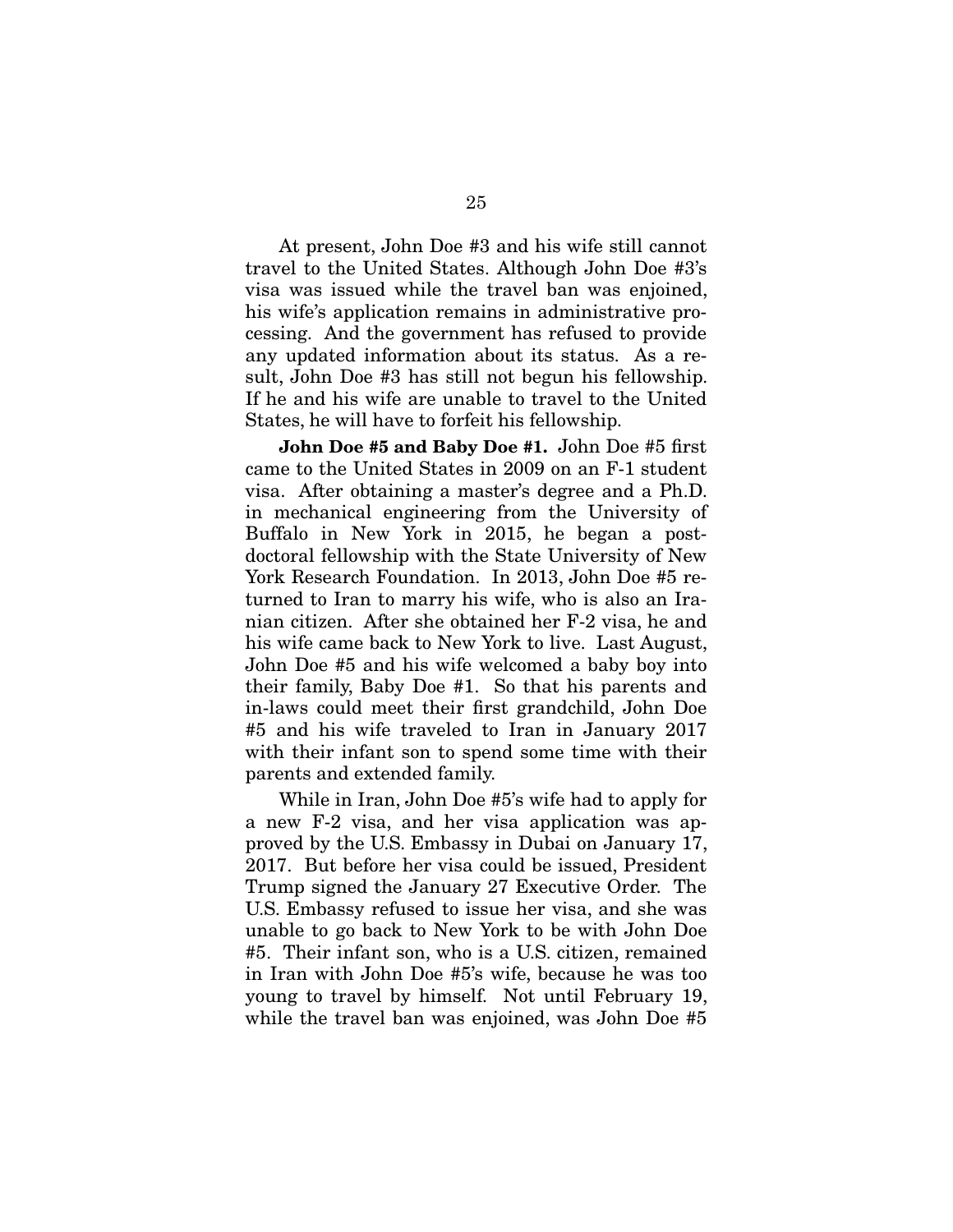At present, John Doe #3 and his wife still cannot travel to the United States. Although John Doe #3's visa was issued while the travel ban was enjoined, his wife's application remains in administrative processing. And the government has refused to provide any updated information about its status. As a result, John Doe #3 has still not begun his fellowship. If he and his wife are unable to travel to the United States, he will have to forfeit his fellowship.

**John Doe #5 and Baby Doe #1.** John Doe #5 first came to the United States in 2009 on an F-1 student visa. After obtaining a master's degree and a Ph.D. in mechanical engineering from the University of Buffalo in New York in 2015, he began a postdoctoral fellowship with the State University of New York Research Foundation. In 2013, John Doe #5 returned to Iran to marry his wife, who is also an Iranian citizen. After she obtained her F-2 visa, he and his wife came back to New York to live. Last August, John Doe #5 and his wife welcomed a baby boy into their family, Baby Doe #1. So that his parents and in-laws could meet their first grandchild, John Doe #5 and his wife traveled to Iran in January 2017 with their infant son to spend some time with their parents and extended family.

While in Iran, John Doe #5's wife had to apply for a new F-2 visa, and her visa application was approved by the U.S. Embassy in Dubai on January 17, 2017. But before her visa could be issued, President Trump signed the January 27 Executive Order. The U.S. Embassy refused to issue her visa, and she was unable to go back to New York to be with John Doe #5. Their infant son, who is a U.S. citizen, remained in Iran with John Doe #5's wife, because he was too young to travel by himself. Not until February 19, while the travel ban was enjoined, was John Doe #5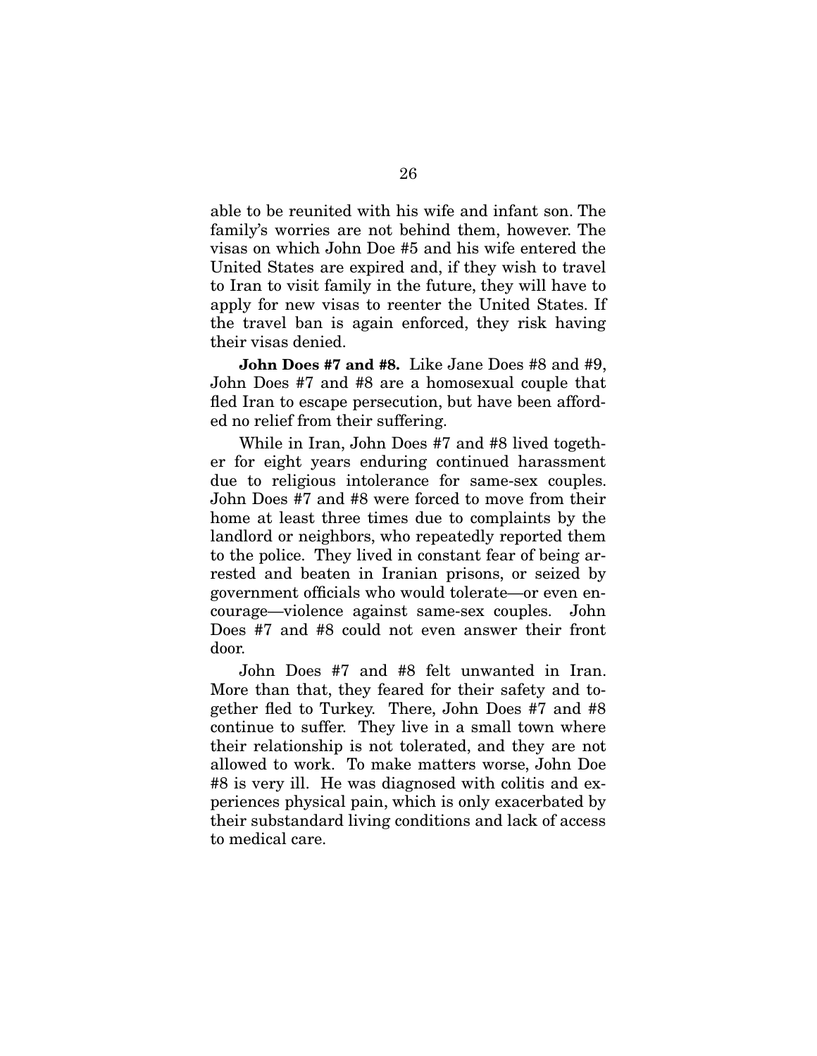able to be reunited with his wife and infant son. The family's worries are not behind them, however. The visas on which John Doe #5 and his wife entered the United States are expired and, if they wish to travel to Iran to visit family in the future, they will have to apply for new visas to reenter the United States. If the travel ban is again enforced, they risk having their visas denied.

**John Does #7 and #8.** Like Jane Does #8 and #9, John Does #7 and #8 are a homosexual couple that fled Iran to escape persecution, but have been afforded no relief from their suffering.

While in Iran, John Does #7 and #8 lived together for eight years enduring continued harassment due to religious intolerance for same-sex couples. John Does #7 and #8 were forced to move from their home at least three times due to complaints by the landlord or neighbors, who repeatedly reported them to the police. They lived in constant fear of being arrested and beaten in Iranian prisons, or seized by government officials who would tolerate—or even encourage—violence against same-sex couples. John Does #7 and #8 could not even answer their front door.

John Does #7 and #8 felt unwanted in Iran. More than that, they feared for their safety and together fled to Turkey. There, John Does #7 and #8 continue to suffer. They live in a small town where their relationship is not tolerated, and they are not allowed to work. To make matters worse, John Doe #8 is very ill. He was diagnosed with colitis and experiences physical pain, which is only exacerbated by their substandard living conditions and lack of access to medical care.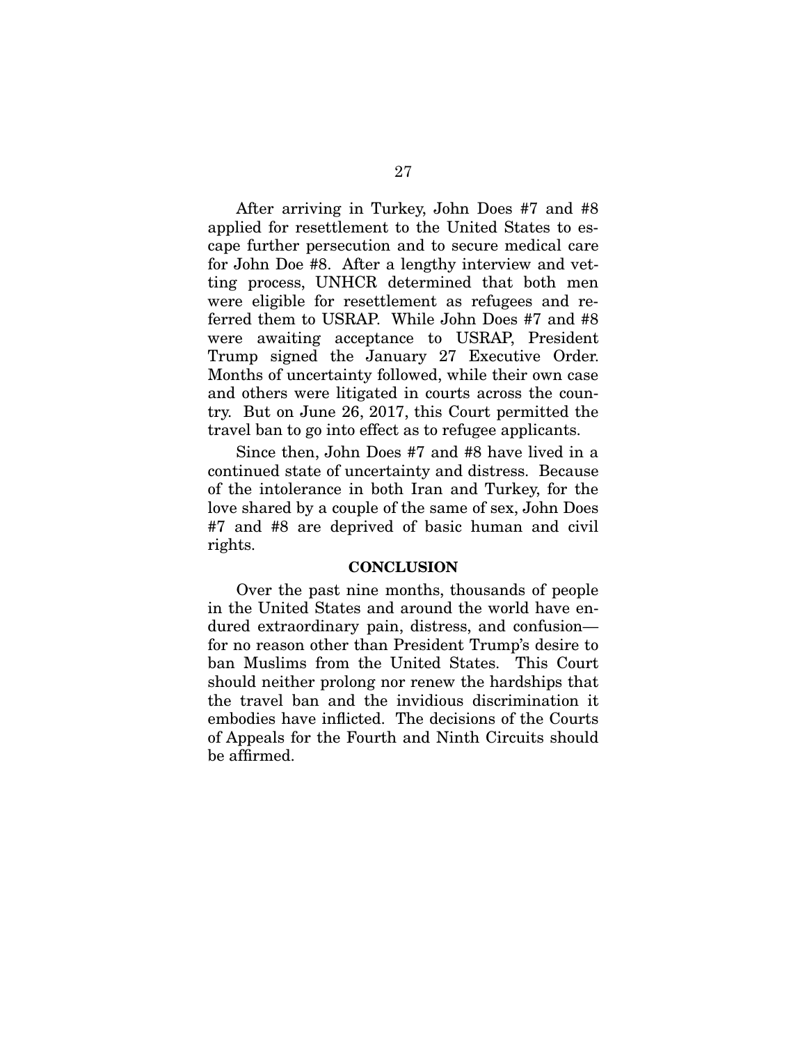After arriving in Turkey, John Does #7 and #8 applied for resettlement to the United States to escape further persecution and to secure medical care for John Doe #8. After a lengthy interview and vetting process, UNHCR determined that both men were eligible for resettlement as refugees and referred them to USRAP. While John Does #7 and #8 were awaiting acceptance to USRAP, President Trump signed the January 27 Executive Order. Months of uncertainty followed, while their own case and others were litigated in courts across the country. But on June 26, 2017, this Court permitted the travel ban to go into effect as to refugee applicants.

Since then, John Does #7 and #8 have lived in a continued state of uncertainty and distress. Because of the intolerance in both Iran and Turkey, for the love shared by a couple of the same of sex, John Does #7 and #8 are deprived of basic human and civil rights.

## CONCLUSION

Over the past nine months, thousands of people in the United States and around the world have endured extraordinary pain, distress, and confusion—for no reason other than President Trump's desire to ban Muslims from the United States. This Court should neither prolong nor renew the hardships that the travel ban and the invidious discrimination it embodies have inflicted. The decisions of the Courts of Appeals for the Fourth and Ninth Circuits should be affirmed.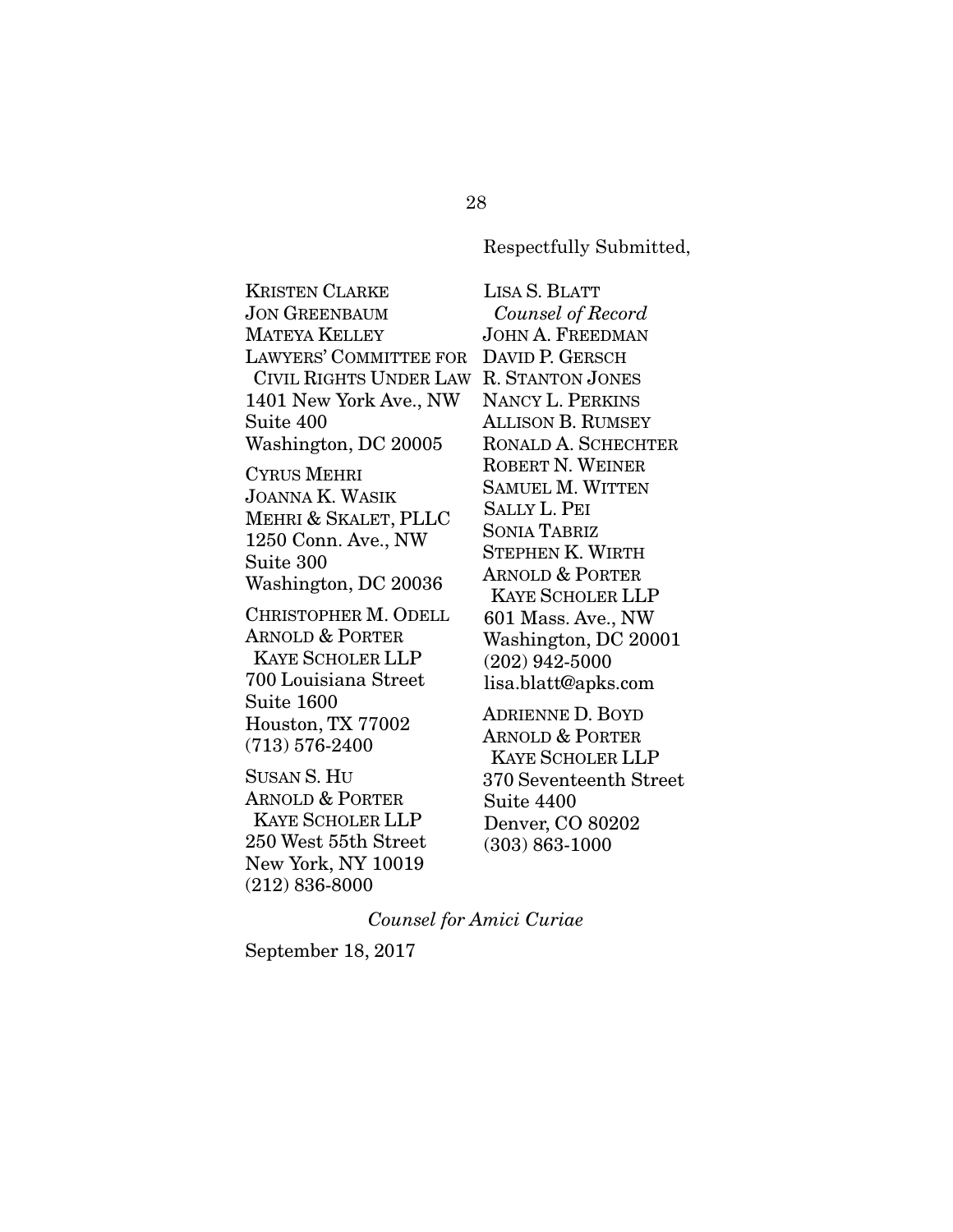Respectfully Submitted,

KRISTEN CLARKE
JON GREENBAUM
MATEYA KELLEY
LAWYERS' COMMITTEE FOR CIVIL RIGHTS UNDER LAW
1401 New York Ave., NW
Suite 400
Washington, DC 20005

CYRUS MEHRI
JOANNA K. WASIK
MEHRI & SKALET, PLLC
1250 Conn. Ave., NW
Suite 300
Washington, DC 20036

CHRISTOPHER M. ODELL
ARNOLD & PORTER KAYE SCHOLER LLP
700 Louisiana Street
Suite 1600
Houston, TX 77002
(713) 576-2400

SUSAN S. HU
ARNOLD & PORTER KAYE SCHOLER LLP
250 West 55th Street
New York, NY 10019
(212) 836-8000

LISA S. BLATT
*Counsel of Record*
JOHN A. FREEDMAN
DAVID P. GERSCH
R. STANTON JONES
NANCY L. PERKINS
ALLISON B. RUMSEY
RONALD A. SCHECHTER
ROBERT N. WEINER
SAMUEL M. WITTEN
SALLY L. PEI
SONIA TABRIZ
STEPHEN K. WIRTH
ARNOLD & PORTER KAYE SCHOLER LLP
601 Mass. Ave., NW
Washington, DC 20001
(202) 942-5000
lisa.blatt@apks.com

ADRIENNE D. BOYD
ARNOLD & PORTER KAYE SCHOLER LLP
370 Seventeenth Street
Suite 4400
Denver, CO 80202
(303) 863-1000

*Counsel for Amici Curiae*

September 18, 2017